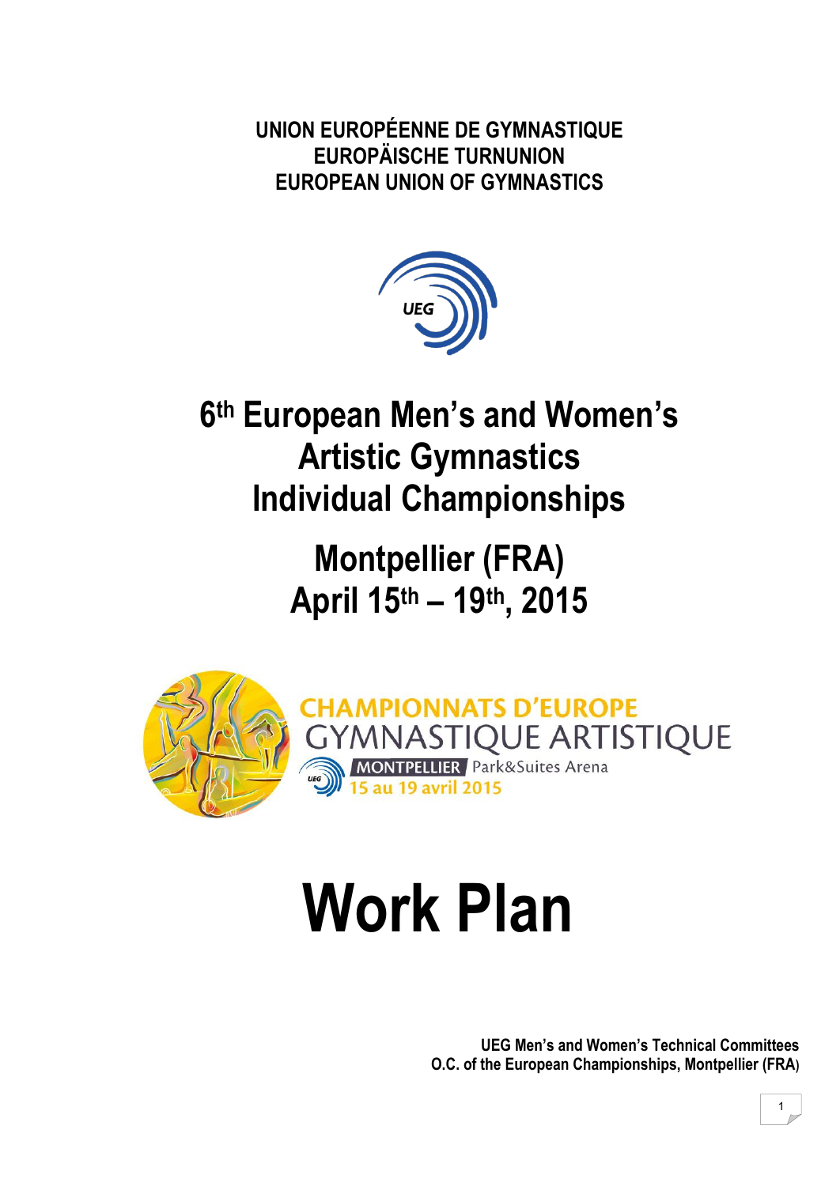**UNION EUROPÉENNE DE GYMNASTIQUE**
**EUROPÄISCHE TURNUNION**
**EUROPEAN UNION OF GYMNASTICS**

# 6th European Men's and Women's Artistic Gymnastics Individual Championships

## Montpellier (FRA)
## April 15th – 19th, 2015

CHAMPIONNATS D'EUROPE
GYMNASTIQUE ARTISTIQUE
MONTPELLIER Park&Suites Arena
15 au 19 avril 2015

# Work Plan

**UEG Men's and Women's Technical Committees**
**O.C. of the European Championships, Montpellier (FRA)**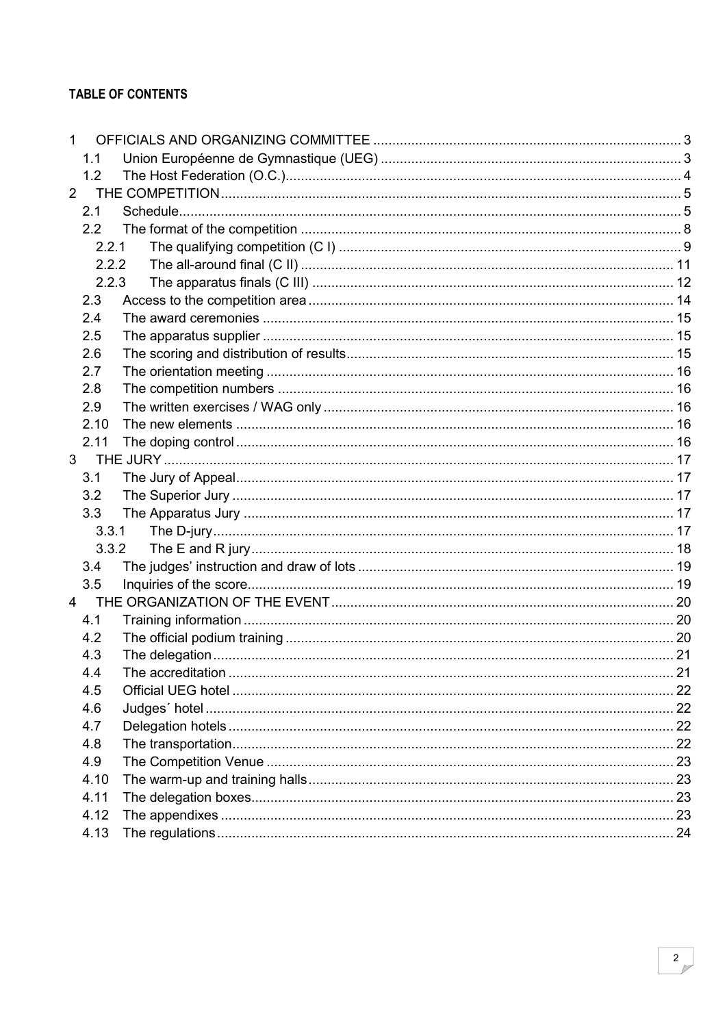**TABLE OF CONTENTS**

1 OFFICIALS AND ORGANIZING COMMITTEE ..... 3
- 1.1 Union Européenne de Gymnastique (UEG) ..... 3
- 1.2 The Host Federation (O.C.) ..... 4

2 THE COMPETITION ..... 5
- 2.1 Schedule ..... 5
- 2.2 The format of the competition ..... 8
  - 2.2.1 The qualifying competition (C I) ..... 9
  - 2.2.2 The all-around final (C II) ..... 11
  - 2.2.3 The apparatus finals (C III) ..... 12
- 2.3 Access to the competition area ..... 14
- 2.4 The award ceremonies ..... 15
- 2.5 The apparatus supplier ..... 15
- 2.6 The scoring and distribution of results ..... 15
- 2.7 The orientation meeting ..... 16
- 2.8 The competition numbers ..... 16
- 2.9 The written exercises / WAG only ..... 16
- 2.10 The new elements ..... 16
- 2.11 The doping control ..... 16

3 THE JURY ..... 17
- 3.1 The Jury of Appeal ..... 17
- 3.2 The Superior Jury ..... 17
- 3.3 The Apparatus Jury ..... 17
  - 3.3.1 The D-jury ..... 17
  - 3.3.2 The E and R jury ..... 18
- 3.4 The judges' instruction and draw of lots ..... 19
- 3.5 Inquiries of the score ..... 19

4 THE ORGANIZATION OF THE EVENT ..... 20
- 4.1 Training information ..... 20
- 4.2 The official podium training ..... 20
- 4.3 The delegation ..... 21
- 4.4 The accreditation ..... 21
- 4.5 Official UEG hotel ..... 22
- 4.6 Judges´ hotel ..... 22
- 4.7 Delegation hotels ..... 22
- 4.8 The transportation ..... 22
- 4.9 The Competition Venue ..... 23
- 4.10 The warm-up and training halls ..... 23
- 4.11 The delegation boxes ..... 23
- 4.12 The appendixes ..... 23
- 4.13 The regulations ..... 24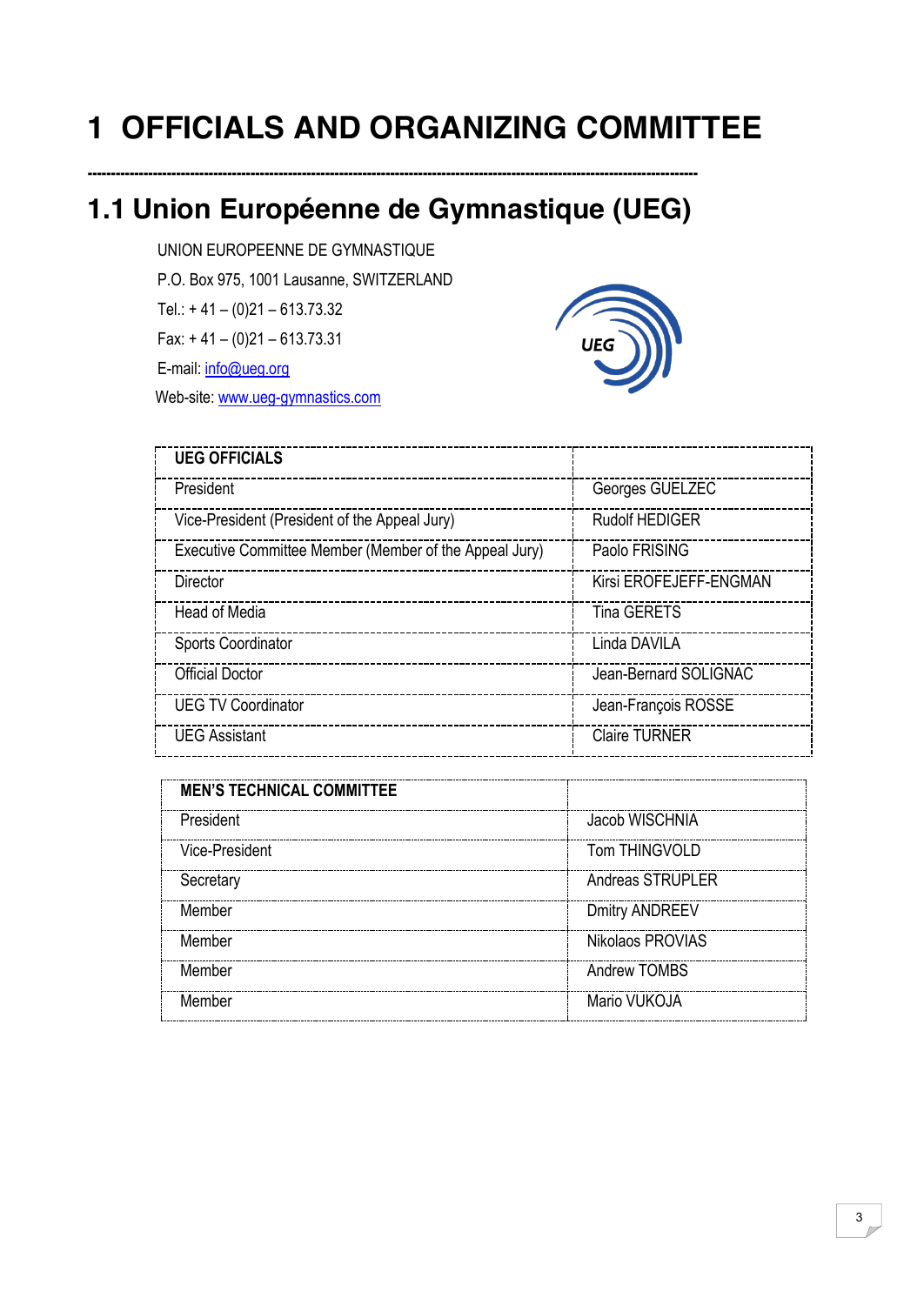# 1 OFFICIALS AND ORGANIZING COMMITTEE

---

## 1.1 Union Européenne de Gymnastique (UEG)

UNION EUROPEENNE DE GYMNASTIQUE
P.O. Box 975, 1001 Lausanne, SWITZERLAND
Tel.: + 41 – (0)21 – 613.73.32
Fax: + 41 – (0)21 – 613.73.31
E-mail: info@ueg.org
Web-site: www.ueg-gymnastics.com

| **UEG OFFICIALS** | |
|---|---|
| President | Georges GUELZEC |
| Vice-President (President of the Appeal Jury) | Rudolf HEDIGER |
| Executive Committee Member (Member of the Appeal Jury) | Paolo FRISING |
| Director | Kirsi EROFEJEFF-ENGMAN |
| Head of Media | Tina GERETS |
| Sports Coordinator | Linda DAVILA |
| Official Doctor | Jean-Bernard SOLIGNAC |
| UEG TV Coordinator | Jean-François ROSSE |
| UEG Assistant | Claire TURNER |

| **MEN'S TECHNICAL COMMITTEE** | |
|---|---|
| President | Jacob WISCHNIA |
| Vice-President | Tom THINGVOLD |
| Secretary | Andreas STRUPLER |
| Member | Dmitry ANDREEV |
| Member | Nikolaos PROVIAS |
| Member | Andrew TOMBS |
| Member | Mario VUKOJA |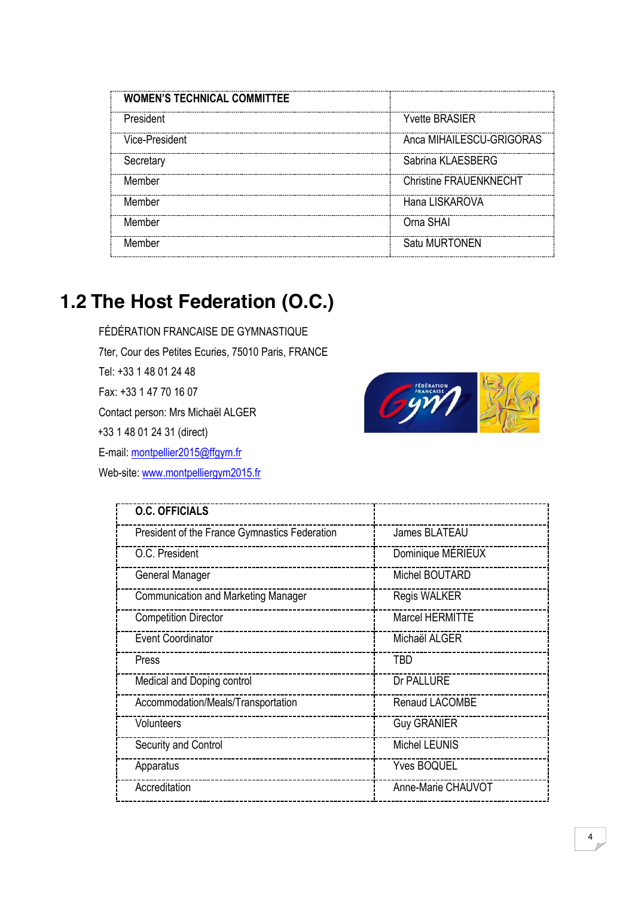| WOMEN'S TECHNICAL COMMITTEE | |
|---|---|
| President | Yvette BRASIER |
| Vice-President | Anca MIHAILESCU-GRIGORAS |
| Secretary | Sabrina KLAESBERG |
| Member | Christine FRAUENKNECHT |
| Member | Hana LISKAROVA |
| Member | Orna SHAI |
| Member | Satu MURTONEN |

# 1.2 The Host Federation (O.C.)

FÉDÉRATION FRANCAISE DE GYMNASTIQUE
7ter, Cour des Petites Ecuries, 75010 Paris, FRANCE
Tel: +33 1 48 01 24 48
Fax: +33 1 47 70 16 07
Contact person: Mrs Michaël ALGER
+33 1 48 01 24 31 (direct)
E-mail: montpellier2015@ffgym.fr
Web-site: www.montpelliergym2015.fr

| O.C. OFFICIALS | |
|---|---|
| President of the France Gymnastics Federation | James BLATEAU |
| O.C. President | Dominique MÉRIEUX |
| General Manager | Michel BOUTARD |
| Communication and Marketing Manager | Regis WALKER |
| Competition Director | Marcel HERMITTE |
| Event Coordinator | Michaël ALGER |
| Press | TBD |
| Medical and Doping control | Dr PALLURE |
| Accommodation/Meals/Transportation | Renaud LACOMBE |
| Volunteers | Guy GRANIER |
| Security and Control | Michel LEUNIS |
| Apparatus | Yves BOQUEL |
| Accreditation | Anne-Marie CHAUVOT |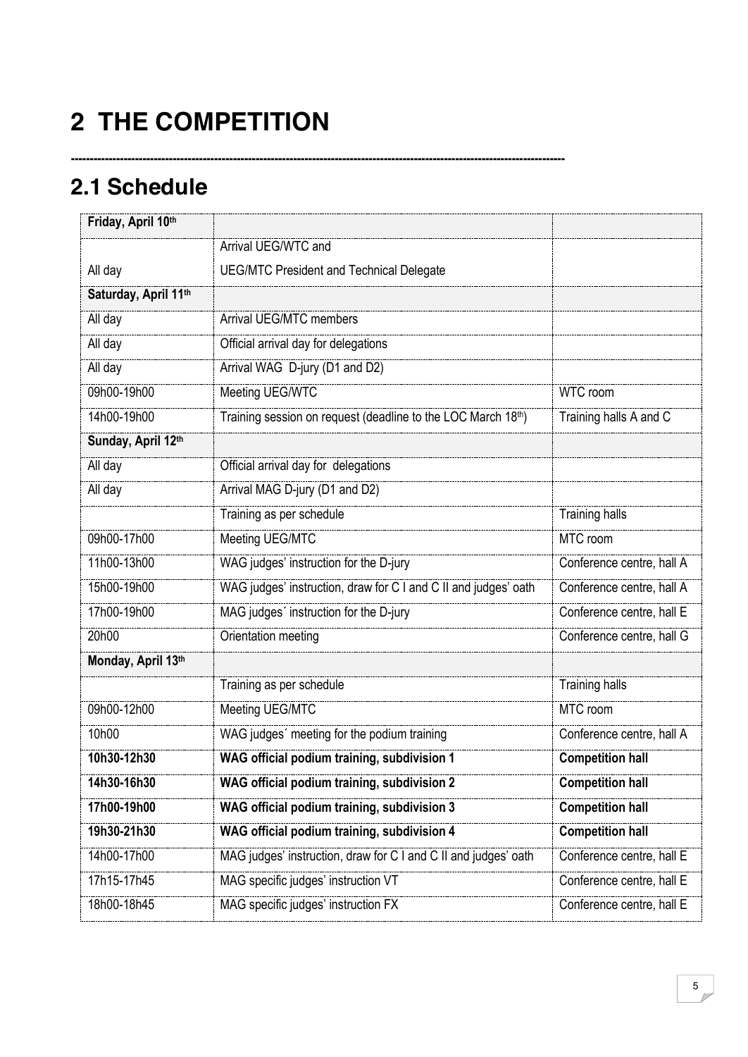# 2 THE COMPETITION

---

## 2.1 Schedule

| Friday, April 10th | | |
|---|---|---|
| All day | Arrival UEG/WTC and UEG/MTC President and Technical Delegate | |
| **Saturday, April 11th** | | |
| All day | Arrival UEG/MTC members | |
| All day | Official arrival day for delegations | |
| All day | Arrival WAG D-jury (D1 and D2) | |
| 09h00-19h00 | Meeting UEG/WTC | WTC room |
| 14h00-19h00 | Training session on request (deadline to the LOC March 18th) | Training halls A and C |
| **Sunday, April 12th** | | |
| All day | Official arrival day for delegations | |
| All day | Arrival MAG D-jury (D1 and D2) | |
| | Training as per schedule | Training halls |
| 09h00-17h00 | Meeting UEG/MTC | MTC room |
| 11h00-13h00 | WAG judges' instruction for the D-jury | Conference centre, hall A |
| 15h00-19h00 | WAG judges' instruction, draw for C I and C II and judges' oath | Conference centre, hall A |
| 17h00-19h00 | MAG judges´ instruction for the D-jury | Conference centre, hall E |
| 20h00 | Orientation meeting | Conference centre, hall G |
| **Monday, April 13th** | | |
| | Training as per schedule | Training halls |
| 09h00-12h00 | Meeting UEG/MTC | MTC room |
| 10h00 | WAG judges´ meeting for the podium training | Conference centre, hall A |
| **10h30-12h30** | **WAG official podium training, subdivision 1** | **Competition hall** |
| **14h30-16h30** | **WAG official podium training, subdivision 2** | **Competition hall** |
| **17h00-19h00** | **WAG official podium training, subdivision 3** | **Competition hall** |
| **19h30-21h30** | **WAG official podium training, subdivision 4** | **Competition hall** |
| 14h00-17h00 | MAG judges' instruction, draw for C I and C II and judges' oath | Conference centre, hall E |
| 17h15-17h45 | MAG specific judges' instruction VT | Conference centre, hall E |
| 18h00-18h45 | MAG specific judges' instruction FX | Conference centre, hall E |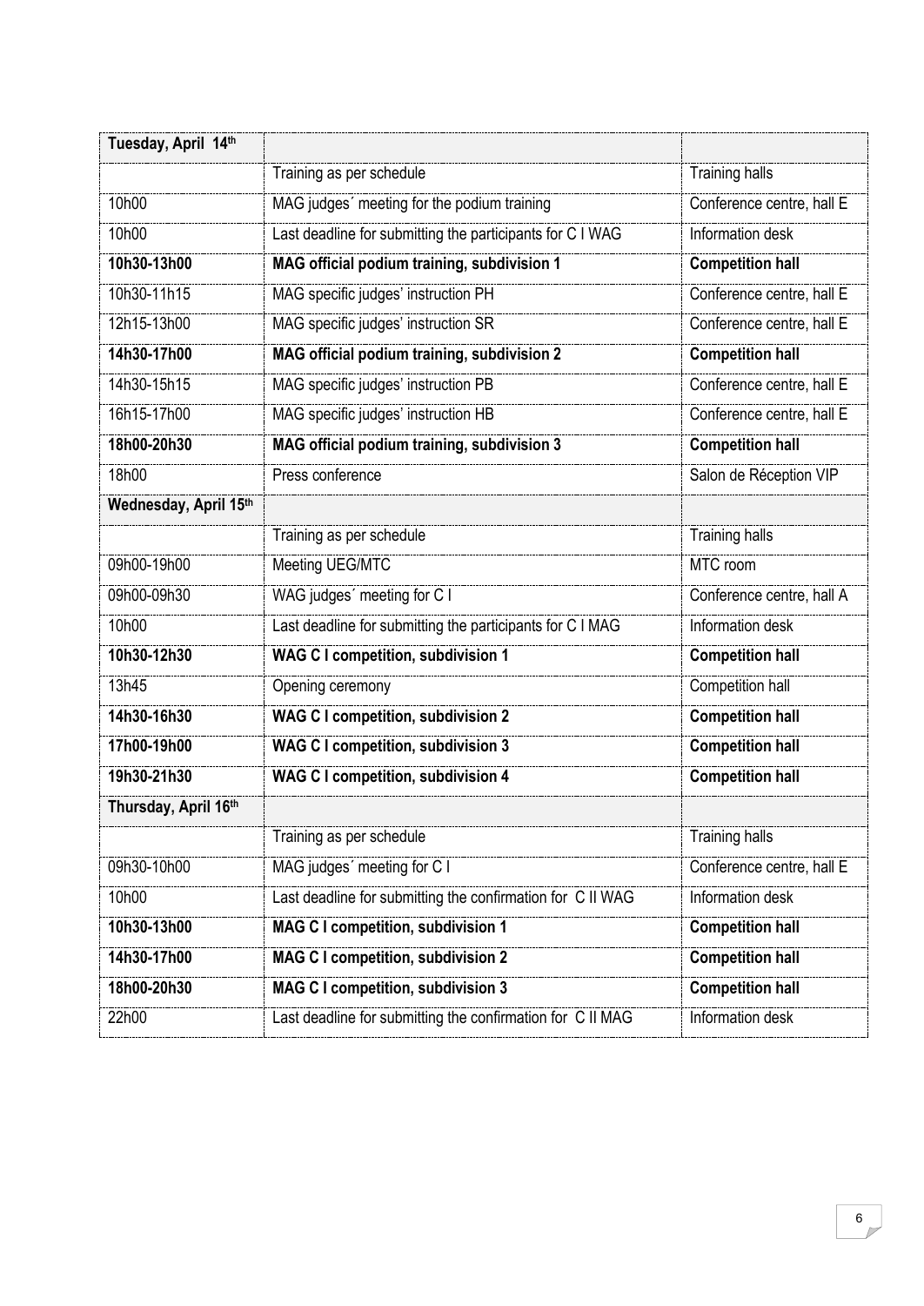| **Tuesday, April 14th** | | |
|---|---|---|
| | Training as per schedule | Training halls |
| 10h00 | MAG judges´ meeting for the podium training | Conference centre, hall E |
| 10h00 | Last deadline for submitting the participants for C I WAG | Information desk |
| **10h30-13h00** | **MAG official podium training, subdivision 1** | **Competition hall** |
| 10h30-11h15 | MAG specific judges' instruction PH | Conference centre, hall E |
| 12h15-13h00 | MAG specific judges' instruction SR | Conference centre, hall E |
| **14h30-17h00** | **MAG official podium training, subdivision 2** | **Competition hall** |
| 14h30-15h15 | MAG specific judges' instruction PB | Conference centre, hall E |
| 16h15-17h00 | MAG specific judges' instruction HB | Conference centre, hall E |
| **18h00-20h30** | **MAG official podium training, subdivision 3** | **Competition hall** |
| 18h00 | Press conference | Salon de Réception VIP |
| **Wednesday, April 15th** | | |
| | Training as per schedule | Training halls |
| 09h00-19h00 | Meeting UEG/MTC | MTC room |
| 09h00-09h30 | WAG judges´ meeting for C I | Conference centre, hall A |
| 10h00 | Last deadline for submitting the participants for C I MAG | Information desk |
| **10h30-12h30** | **WAG C I competition, subdivision 1** | **Competition hall** |
| 13h45 | Opening ceremony | Competition hall |
| **14h30-16h30** | **WAG C I competition, subdivision 2** | **Competition hall** |
| **17h00-19h00** | **WAG C I competition, subdivision 3** | **Competition hall** |
| **19h30-21h30** | **WAG C I competition, subdivision 4** | **Competition hall** |
| **Thursday, April 16th** | | |
| | Training as per schedule | Training halls |
| 09h30-10h00 | MAG judges´ meeting for C I | Conference centre, hall E |
| 10h00 | Last deadline for submitting the confirmation for C II WAG | Information desk |
| **10h30-13h00** | **MAG C I competition, subdivision 1** | **Competition hall** |
| **14h30-17h00** | **MAG C I competition, subdivision 2** | **Competition hall** |
| **18h00-20h30** | **MAG C I competition, subdivision 3** | **Competition hall** |
| 22h00 | Last deadline for submitting the confirmation for C II MAG | Information desk |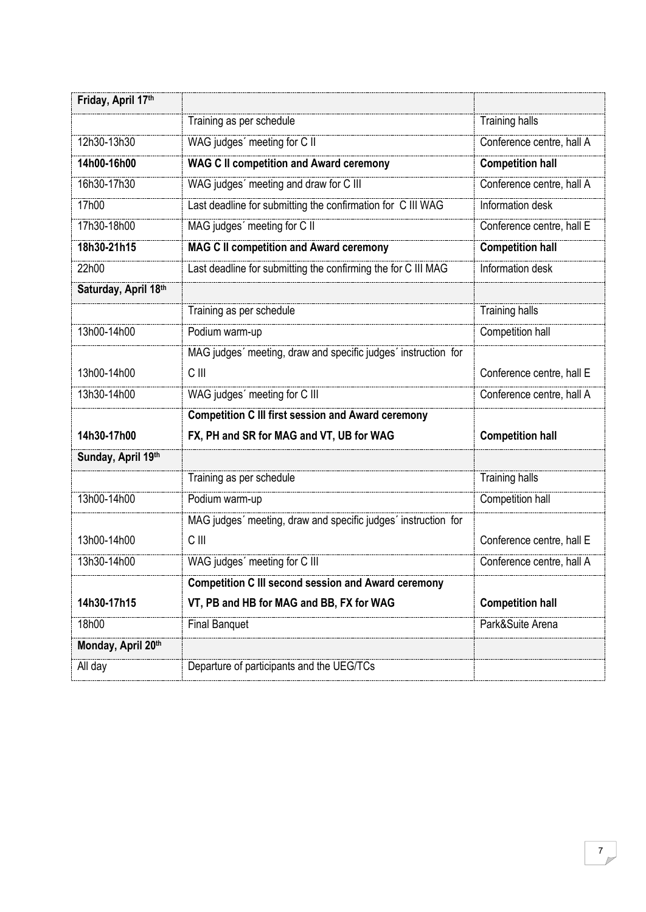| **Friday, April 17th** | | |
|---|---|---|
| | Training as per schedule | Training halls |
| 12h30-13h30 | WAG judges´ meeting for C II | Conference centre, hall A |
| **14h00-16h00** | **WAG C II competition and Award ceremony** | **Competition hall** |
| 16h30-17h30 | WAG judges´ meeting and draw for C III | Conference centre, hall A |
| 17h00 | Last deadline for submitting the confirmation for C III WAG | Information desk |
| 17h30-18h00 | MAG judges´ meeting for C II | Conference centre, hall E |
| **18h30-21h15** | **MAG C II competition and Award ceremony** | **Competition hall** |
| 22h00 | Last deadline for submitting the confirming the for C III MAG | Information desk |
| **Saturday, April 18th** | | |
| | Training as per schedule | Training halls |
| 13h00-14h00 | Podium warm-up | Competition hall |
| 13h00-14h00 | MAG judges´ meeting, draw and specific judges´ instruction for C III | Conference centre, hall E |
| 13h30-14h00 | WAG judges´ meeting for C III | Conference centre, hall A |
| **14h30-17h00** | **Competition C III first session and Award ceremony FX, PH and SR for MAG and VT, UB for WAG** | **Competition hall** |
| **Sunday, April 19th** | | |
| | Training as per schedule | Training halls |
| 13h00-14h00 | Podium warm-up | Competition hall |
| 13h00-14h00 | MAG judges´ meeting, draw and specific judges´ instruction for C III | Conference centre, hall E |
| 13h30-14h00 | WAG judges´ meeting for C III | Conference centre, hall A |
| **14h30-17h15** | **Competition C III second session and Award ceremony VT, PB and HB for MAG and BB, FX for WAG** | **Competition hall** |
| 18h00 | Final Banquet | Park&Suite Arena |
| **Monday, April 20th** | | |
| All day | Departure of participants and the UEG/TCs | |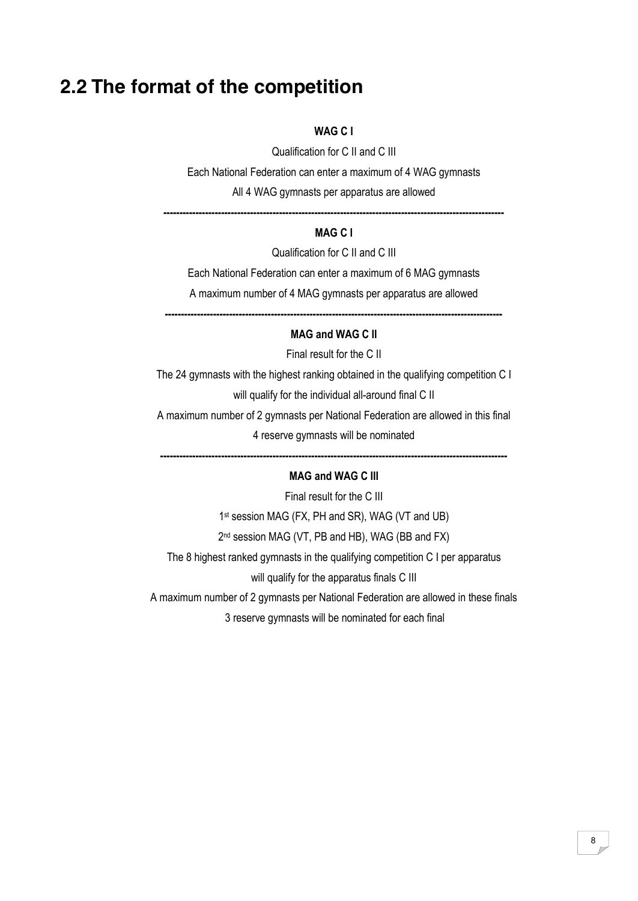## 2.2 The format of the competition

**WAG C I**

Qualification for C II and C III

Each National Federation can enter a maximum of 4 WAG gymnasts

All 4 WAG gymnasts per apparatus are allowed

---

**MAG C I**

Qualification for C II and C III

Each National Federation can enter a maximum of 6 MAG gymnasts

A maximum number of 4 MAG gymnasts per apparatus are allowed

---

**MAG and WAG C II**

Final result for the C II

The 24 gymnasts with the highest ranking obtained in the qualifying competition C I will qualify for the individual all-around final C II

A maximum number of 2 gymnasts per National Federation are allowed in this final

4 reserve gymnasts will be nominated

---

**MAG and WAG C III**

Final result for the C III

1st session MAG (FX, PH and SR), WAG (VT and UB)

2nd session MAG (VT, PB and HB), WAG (BB and FX)

The 8 highest ranked gymnasts in the qualifying competition C I per apparatus will qualify for the apparatus finals C III

A maximum number of 2 gymnasts per National Federation are allowed in these finals

3 reserve gymnasts will be nominated for each final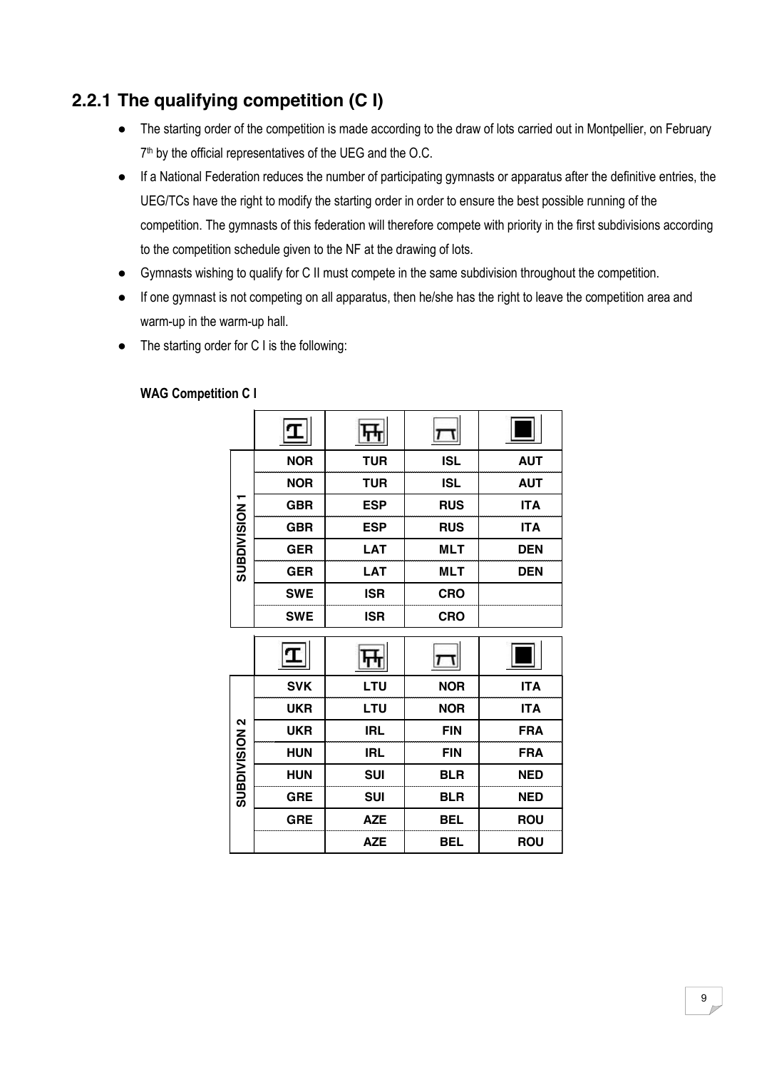## 2.2.1 The qualifying competition (C I)

- The starting order of the competition is made according to the draw of lots carried out in Montpellier, on February 7th by the official representatives of the UEG and the O.C.
- If a National Federation reduces the number of participating gymnasts or apparatus after the definitive entries, the UEG/TCs have the right to modify the starting order in order to ensure the best possible running of the competition. The gymnasts of this federation will therefore compete with priority in the first subdivisions according to the competition schedule given to the NF at the drawing of lots.
- Gymnasts wishing to qualify for C II must compete in the same subdivision throughout the competition.
- If one gymnast is not competing on all apparatus, then he/she has the right to leave the competition area and warm-up in the warm-up hall.
- The starting order for C I is the following:

**WAG Competition C I**

| | Vault | Uneven Bars | Beam | Floor |
|---|---|---|---|---|
| SUBDIVISION 1 | NOR | TUR | ISL | AUT |
| | NOR | TUR | ISL | AUT |
| | GBR | ESP | RUS | ITA |
| | GBR | ESP | RUS | ITA |
| | GER | LAT | MLT | DEN |
| | GER | LAT | MLT | DEN |
| | SWE | ISR | CRO | |
| | SWE | ISR | CRO | |

| | Vault | Uneven Bars | Beam | Floor |
|---|---|---|---|---|
| SUBDIVISION 2 | SVK | LTU | NOR | ITA |
| | UKR | LTU | NOR | ITA |
| | UKR | IRL | FIN | FRA |
| | HUN | IRL | FIN | FRA |
| | HUN | SUI | BLR | NED |
| | GRE | SUI | BLR | NED |
| | GRE | AZE | BEL | ROU |
| | | AZE | BEL | ROU |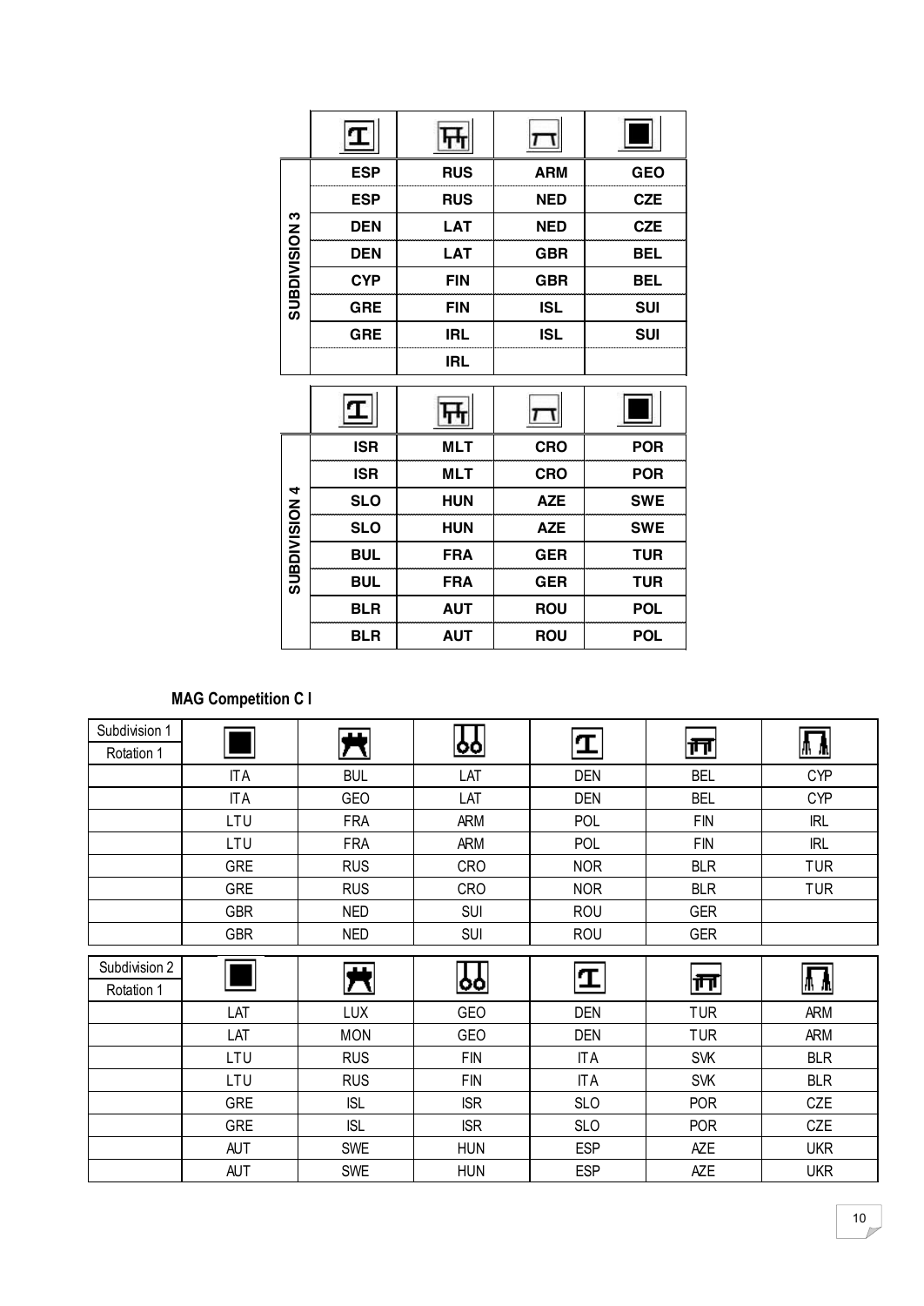| | Vault | Uneven Bars | Beam | Floor |
|---|---|---|---|---|
| **SUBDIVISION 3** | **ESP** | **RUS** | **ARM** | **GEO** |
| | **ESP** | **RUS** | **NED** | **CZE** |
| | **DEN** | **LAT** | **NED** | **CZE** |
| | **DEN** | **LAT** | **GBR** | **BEL** |
| | **CYP** | **FIN** | **GBR** | **BEL** |
| | **GRE** | **FIN** | **ISL** | **SUI** |
| | **GRE** | **IRL** | **ISL** | **SUI** |
| | | **IRL** | | |

| | Vault | Uneven Bars | Beam | Floor |
|---|---|---|---|---|
| **SUBDIVISION 4** | **ISR** | **MLT** | **CRO** | **POR** |
| | **ISR** | **MLT** | **CRO** | **POR** |
| | **SLO** | **HUN** | **AZE** | **SWE** |
| | **SLO** | **HUN** | **AZE** | **SWE** |
| | **BUL** | **FRA** | **GER** | **TUR** |
| | **BUL** | **FRA** | **GER** | **TUR** |
| | **BLR** | **AUT** | **ROU** | **POL** |
| | **BLR** | **AUT** | **ROU** | **POL** |

**MAG Competition C I**

| Subdivision 1 / Rotation 1 | Floor | Pommel Horse | Rings | Vault | Parallel Bars | High Bar |
|---|---|---|---|---|---|---|
| | ITA | BUL | LAT | DEN | BEL | CYP |
| | ITA | GEO | LAT | DEN | BEL | CYP |
| | LTU | FRA | ARM | POL | FIN | IRL |
| | LTU | FRA | ARM | POL | FIN | IRL |
| | GRE | RUS | CRO | NOR | BLR | TUR |
| | GRE | RUS | CRO | NOR | BLR | TUR |
| | GBR | NED | SUI | ROU | GER | |
| | GBR | NED | SUI | ROU | GER | |

| Subdivision 2 / Rotation 1 | Floor | Pommel Horse | Rings | Vault | Parallel Bars | High Bar |
|---|---|---|---|---|---|---|
| | LAT | LUX | GEO | DEN | TUR | ARM |
| | LAT | MON | GEO | DEN | TUR | ARM |
| | LTU | RUS | FIN | ITA | SVK | BLR |
| | LTU | RUS | FIN | ITA | SVK | BLR |
| | GRE | ISL | ISR | SLO | POR | CZE |
| | GRE | ISL | ISR | SLO | POR | CZE |
| | AUT | SWE | HUN | ESP | AZE | UKR |
| | AUT | SWE | HUN | ESP | AZE | UKR |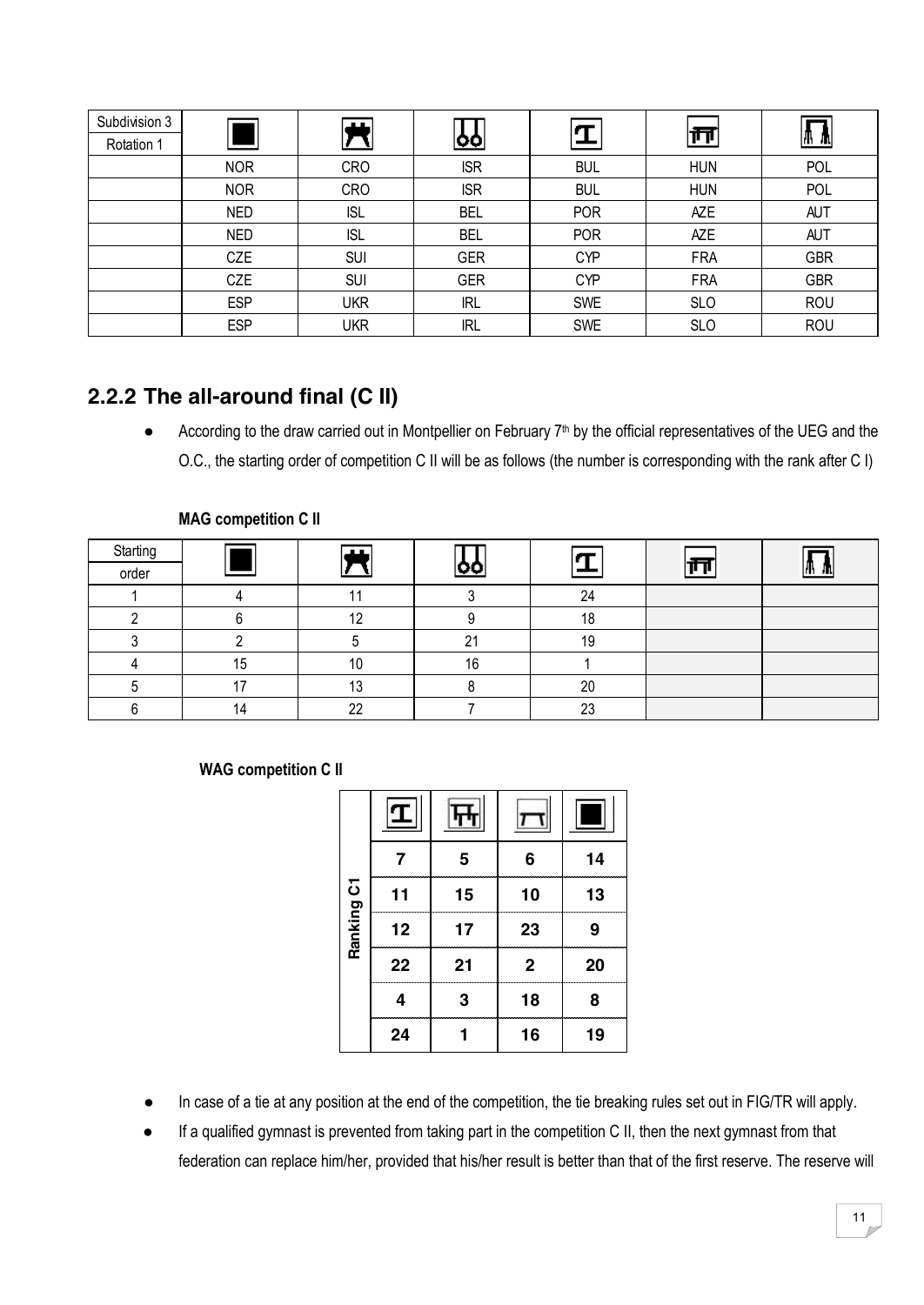| Subdivision 3<br>Rotation 1 | | | | | | |
|---|---|---|---|---|---|---|
| | NOR | CRO | ISR | BUL | HUN | POL |
| | NOR | CRO | ISR | BUL | HUN | POL |
| | NED | ISL | BEL | POR | AZE | AUT |
| | NED | ISL | BEL | POR | AZE | AUT |
| | CZE | SUI | GER | CYP | FRA | GBR |
| | CZE | SUI | GER | CYP | FRA | GBR |
| | ESP | UKR | IRL | SWE | SLO | ROU |
| | ESP | UKR | IRL | SWE | SLO | ROU |

## 2.2.2 The all-around final (C II)

- According to the draw carried out in Montpellier on February 7th by the official representatives of the UEG and the O.C., the starting order of competition C II will be as follows (the number is corresponding with the rank after C I)

**MAG competition C II**

| Starting order | | | | | | |
|---|---|---|---|---|---|---|
| 1 | 4 | 11 | 3 | 24 | | |
| 2 | 6 | 12 | 9 | 18 | | |
| 3 | 2 | 5 | 21 | 19 | | |
| 4 | 15 | 10 | 16 | 1 | | |
| 5 | 17 | 13 | 8 | 20 | | |
| 6 | 14 | 22 | 7 | 23 | | |

**WAG competition C II**

| Ranking C1 | | | | |
|---|---|---|---|---|
| | **7** | **5** | **6** | **14** |
| | **11** | **15** | **10** | **13** |
| | **12** | **17** | **23** | **9** |
| | **22** | **21** | **2** | **20** |
| | **4** | **3** | **18** | **8** |
| | **24** | **1** | **16** | **19** |

- In case of a tie at any position at the end of the competition, the tie breaking rules set out in FIG/TR will apply.
- If a qualified gymnast is prevented from taking part in the competition C II, then the next gymnast from that federation can replace him/her, provided that his/her result is better than that of the first reserve. The reserve will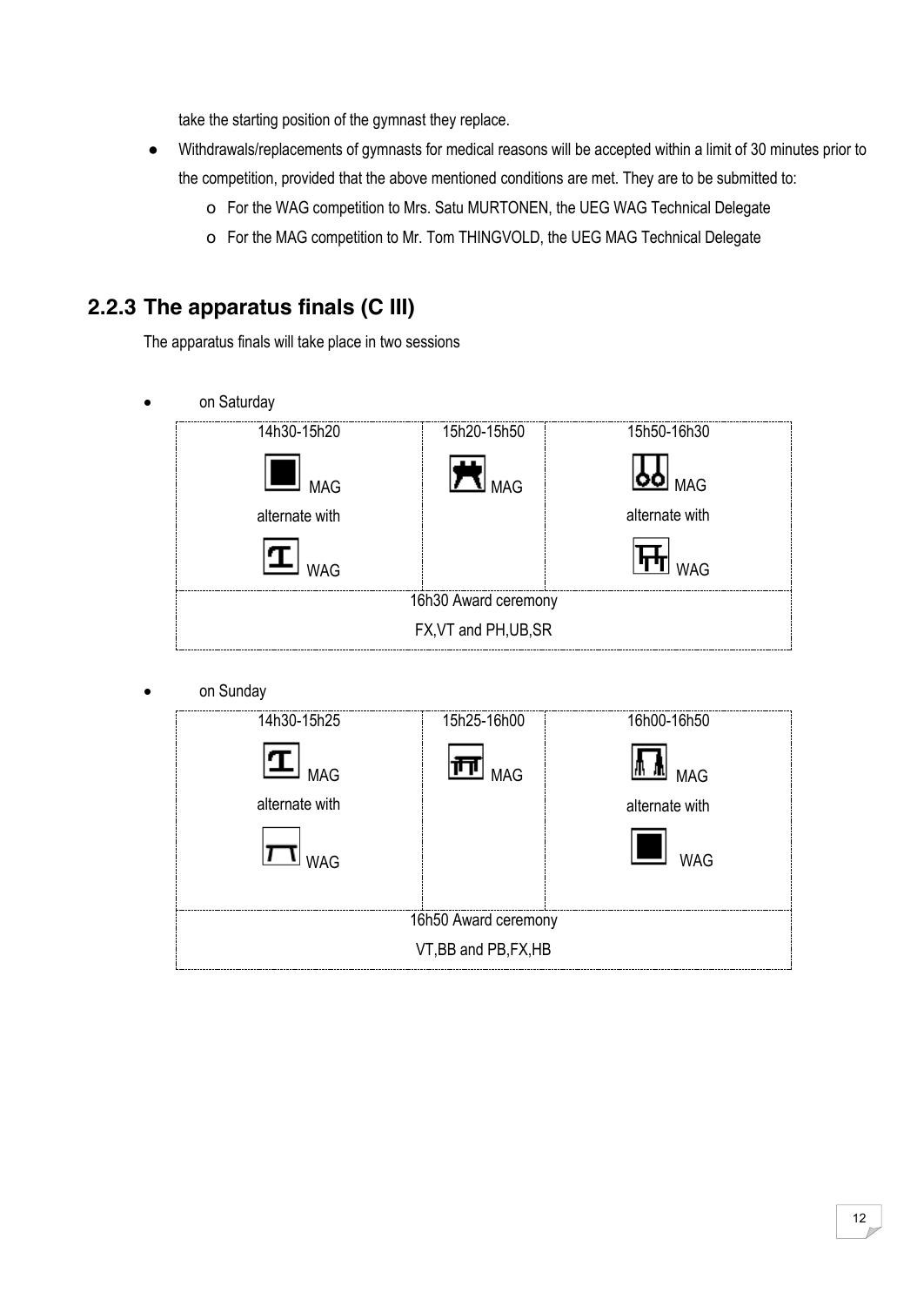take the starting position of the gymnast they replace.

- Withdrawals/replacements of gymnasts for medical reasons will be accepted within a limit of 30 minutes prior to the competition, provided that the above mentioned conditions are met. They are to be submitted to:
    - For the WAG competition to Mrs. Satu MURTONEN, the UEG WAG Technical Delegate
    - For the MAG competition to Mr. Tom THINGVOLD, the UEG MAG Technical Delegate

## 2.2.3 The apparatus finals (C III)

The apparatus finals will take place in two sessions

- on Saturday

| 14h30-15h20 | 15h20-15h50 | 15h50-16h30 |
|---|---|---|
| MAG alternate with WAG | MAG | MAG alternate with WAG |
| 16h30 Award ceremony FX,VT and PH,UB,SR | | |

- on Sunday

| 14h30-15h25 | 15h25-16h00 | 16h00-16h50 |
|---|---|---|
| MAG alternate with WAG | MAG | MAG alternate with WAG |
| 16h50 Award ceremony VT,BB and PB,FX,HB | | |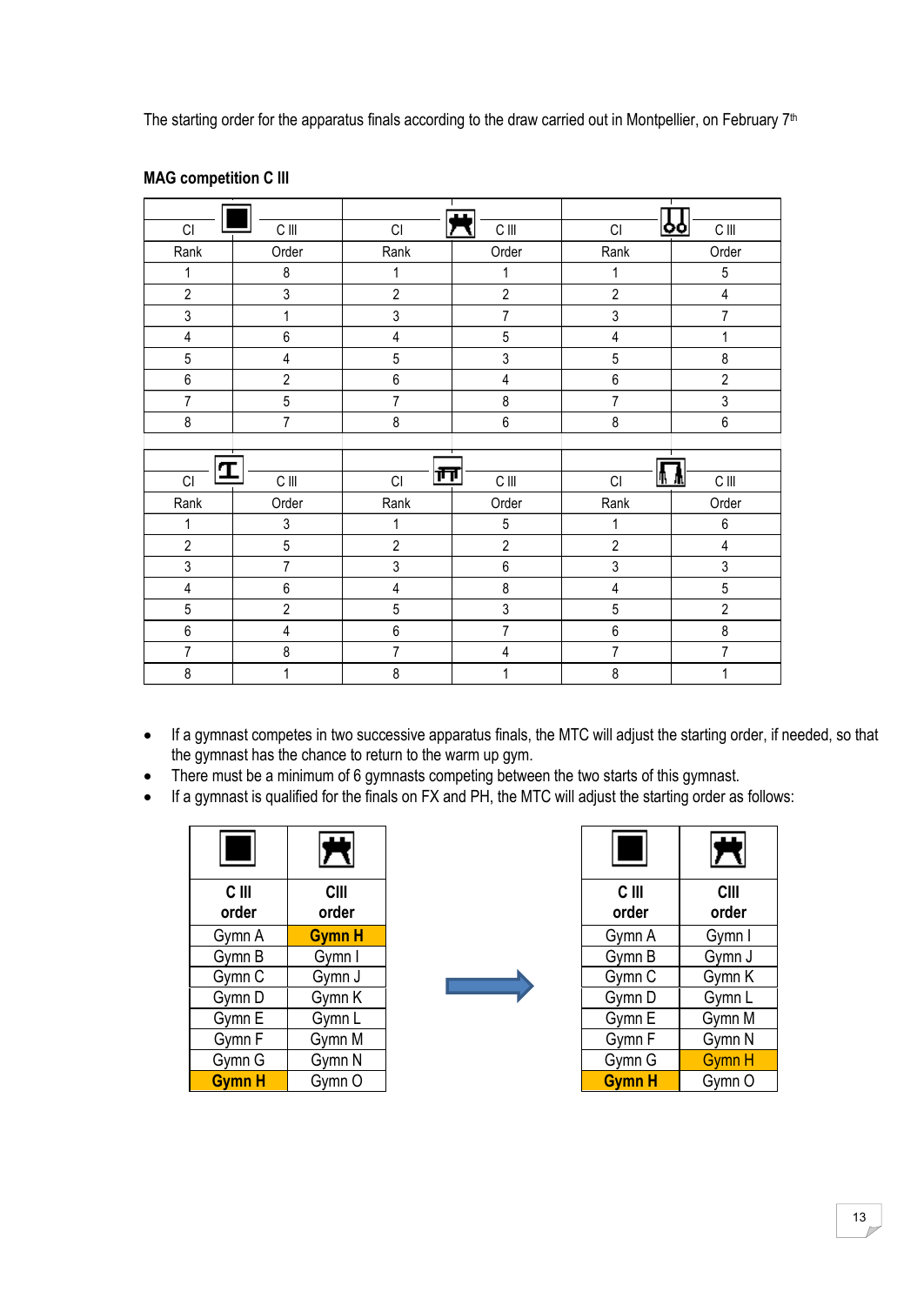The starting order for the apparatus finals according to the draw carried out in Montpellier, on February 7th

**MAG competition C III**

| CI | FX | C III | CI | PH | C III | CI | SR | C III |
|---|---|---|---|---|---|---|---|---|
| Rank | | Order | Rank | | Order | Rank | | Order |
| 1 | | 8 | 1 | | 1 | 1 | | 5 |
| 2 | | 3 | 2 | | 2 | 2 | | 4 |
| 3 | | 1 | 3 | | 7 | 3 | | 7 |
| 4 | | 6 | 4 | | 5 | 4 | | 1 |
| 5 | | 4 | 5 | | 3 | 5 | | 8 |
| 6 | | 2 | 6 | | 4 | 6 | | 2 |
| 7 | | 5 | 7 | | 8 | 7 | | 3 |
| 8 | | 7 | 8 | | 6 | 8 | | 6 |

| CI | VT | C III | CI | PB | C III | CI | HB | C III |
|---|---|---|---|---|---|---|---|---|
| Rank | | Order | Rank | | Order | Rank | | Order |
| 1 | | 3 | 1 | | 5 | 1 | | 6 |
| 2 | | 5 | 2 | | 2 | 2 | | 4 |
| 3 | | 7 | 3 | | 6 | 3 | | 3 |
| 4 | | 6 | 4 | | 8 | 4 | | 5 |
| 5 | | 2 | 5 | | 3 | 5 | | 2 |
| 6 | | 4 | 6 | | 7 | 6 | | 8 |
| 7 | | 8 | 7 | | 4 | 7 | | 7 |
| 8 | | 1 | 8 | | 1 | 8 | | 1 |

- If a gymnast competes in two successive apparatus finals, the MTC will adjust the starting order, if needed, so that the gymnast has the chance to return to the warm up gym.
- There must be a minimum of 6 gymnasts competing between the two starts of this gymnast.
- If a gymnast is qualified for the finals on FX and PH, the MTC will adjust the starting order as follows:

| FX C III order | PH CIII order |
|---|---|
| Gymn A | **Gymn H** |
| Gymn B | Gymn I |
| Gymn C | Gymn J |
| Gymn D | Gymn K |
| Gymn E | Gymn L |
| Gymn F | Gymn M |
| Gymn G | Gymn N |
| **Gymn H** | Gymn O |

→

| FX C III order | PH CIII order |
|---|---|
| Gymn A | Gymn I |
| Gymn B | Gymn J |
| Gymn C | Gymn K |
| Gymn D | Gymn L |
| Gymn E | Gymn M |
| Gymn F | Gymn N |
| Gymn G | **Gymn H** |
| **Gymn H** | Gymn O |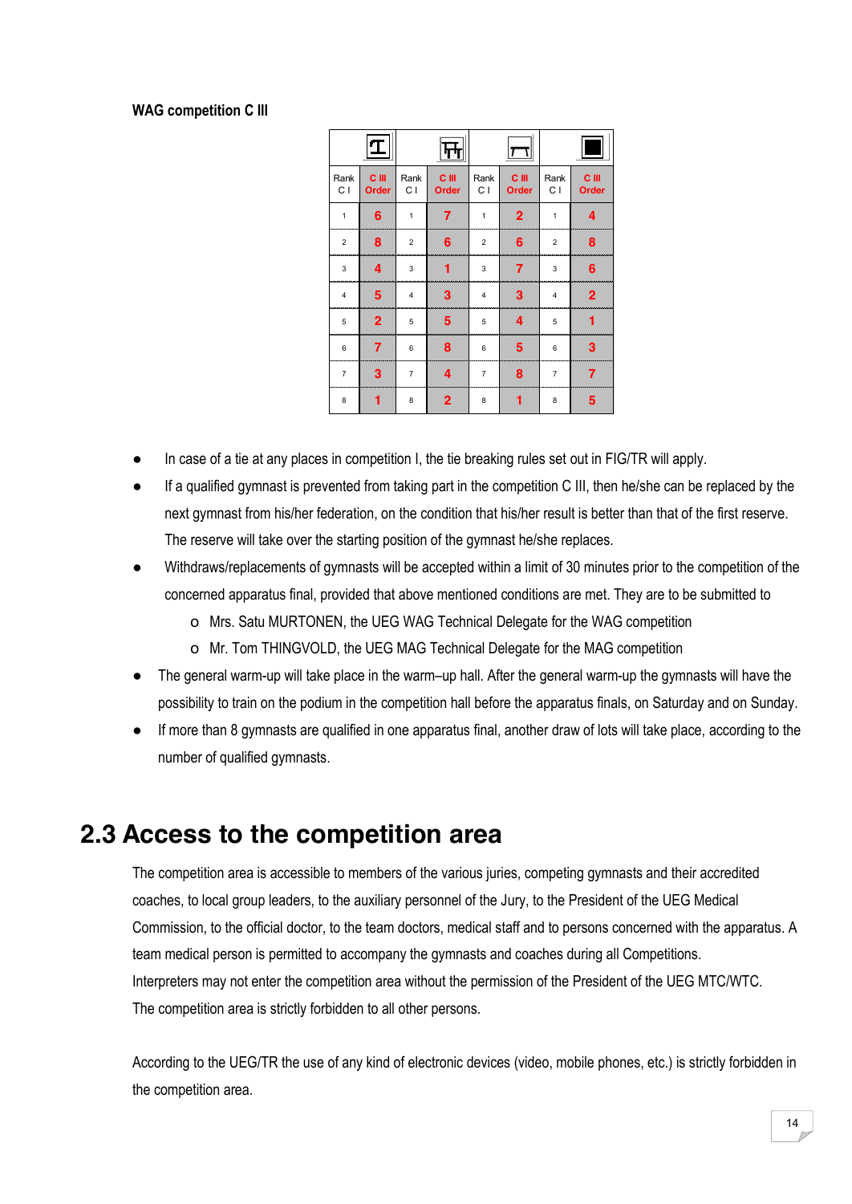**WAG competition C III**

| | | | | | | | |
|---|---|---|---|---|---|---|---|
| Rank C I | C III Order | Rank C I | C III Order | Rank C I | C III Order | Rank C I | C III Order |
| 1 | 6 | 1 | 7 | 1 | 2 | 1 | 4 |
| 2 | 8 | 2 | 6 | 2 | 6 | 2 | 8 |
| 3 | 4 | 3 | 1 | 3 | 7 | 3 | 6 |
| 4 | 5 | 4 | 3 | 4 | 3 | 4 | 2 |
| 5 | 2 | 5 | 5 | 5 | 4 | 5 | 1 |
| 6 | 7 | 6 | 8 | 6 | 5 | 6 | 3 |
| 7 | 3 | 7 | 4 | 7 | 8 | 7 | 7 |
| 8 | 1 | 8 | 2 | 8 | 1 | 8 | 5 |

- In case of a tie at any places in competition I, the tie breaking rules set out in FIG/TR will apply.
- If a qualified gymnast is prevented from taking part in the competition C III, then he/she can be replaced by the next gymnast from his/her federation, on the condition that his/her result is better than that of the first reserve. The reserve will take over the starting position of the gymnast he/she replaces.
- Withdraws/replacements of gymnasts will be accepted within a limit of 30 minutes prior to the competition of the concerned apparatus final, provided that above mentioned conditions are met. They are to be submitted to
  - Mrs. Satu MURTONEN, the UEG WAG Technical Delegate for the WAG competition
  - Mr. Tom THINGVOLD, the UEG MAG Technical Delegate for the MAG competition
- The general warm-up will take place in the warm–up hall. After the general warm-up the gymnasts will have the possibility to train on the podium in the competition hall before the apparatus finals, on Saturday and on Sunday.
- If more than 8 gymnasts are qualified in one apparatus final, another draw of lots will take place, according to the number of qualified gymnasts.

## 2.3 Access to the competition area

The competition area is accessible to members of the various juries, competing gymnasts and their accredited coaches, to local group leaders, to the auxiliary personnel of the Jury, to the President of the UEG Medical Commission, to the official doctor, to the team doctors, medical staff and to persons concerned with the apparatus. A team medical person is permitted to accompany the gymnasts and coaches during all Competitions.
Interpreters may not enter the competition area without the permission of the President of the UEG MTC/WTC.
The competition area is strictly forbidden to all other persons.

According to the UEG/TR the use of any kind of electronic devices (video, mobile phones, etc.) is strictly forbidden in the competition area.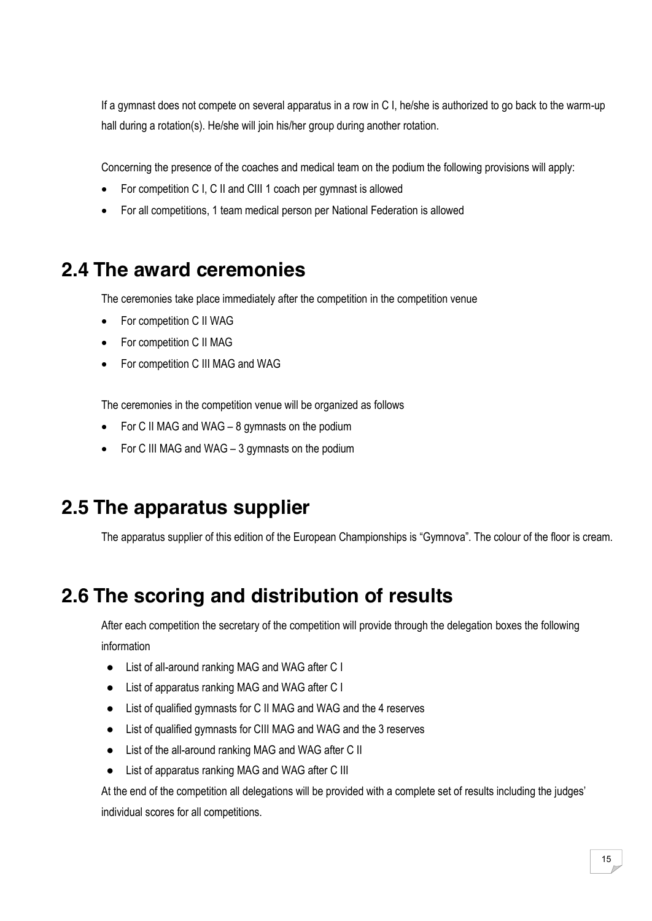If a gymnast does not compete on several apparatus in a row in C I, he/she is authorized to go back to the warm-up hall during a rotation(s). He/she will join his/her group during another rotation.

Concerning the presence of the coaches and medical team on the podium the following provisions will apply:

- For competition C I, C II and CIII 1 coach per gymnast is allowed
- For all competitions, 1 team medical person per National Federation is allowed

## 2.4 The award ceremonies

The ceremonies take place immediately after the competition in the competition venue

- For competition C II WAG
- For competition C II MAG
- For competition C III MAG and WAG

The ceremonies in the competition venue will be organized as follows

- For C II MAG and WAG – 8 gymnasts on the podium
- For C III MAG and WAG – 3 gymnasts on the podium

## 2.5 The apparatus supplier

The apparatus supplier of this edition of the European Championships is "Gymnova". The colour of the floor is cream.

## 2.6 The scoring and distribution of results

After each competition the secretary of the competition will provide through the delegation boxes the following information

- List of all-around ranking MAG and WAG after C I
- List of apparatus ranking MAG and WAG after C I
- List of qualified gymnasts for C II MAG and WAG and the 4 reserves
- List of qualified gymnasts for CIII MAG and WAG and the 3 reserves
- List of the all-around ranking MAG and WAG after C II
- List of apparatus ranking MAG and WAG after C III

At the end of the competition all delegations will be provided with a complete set of results including the judges' individual scores for all competitions.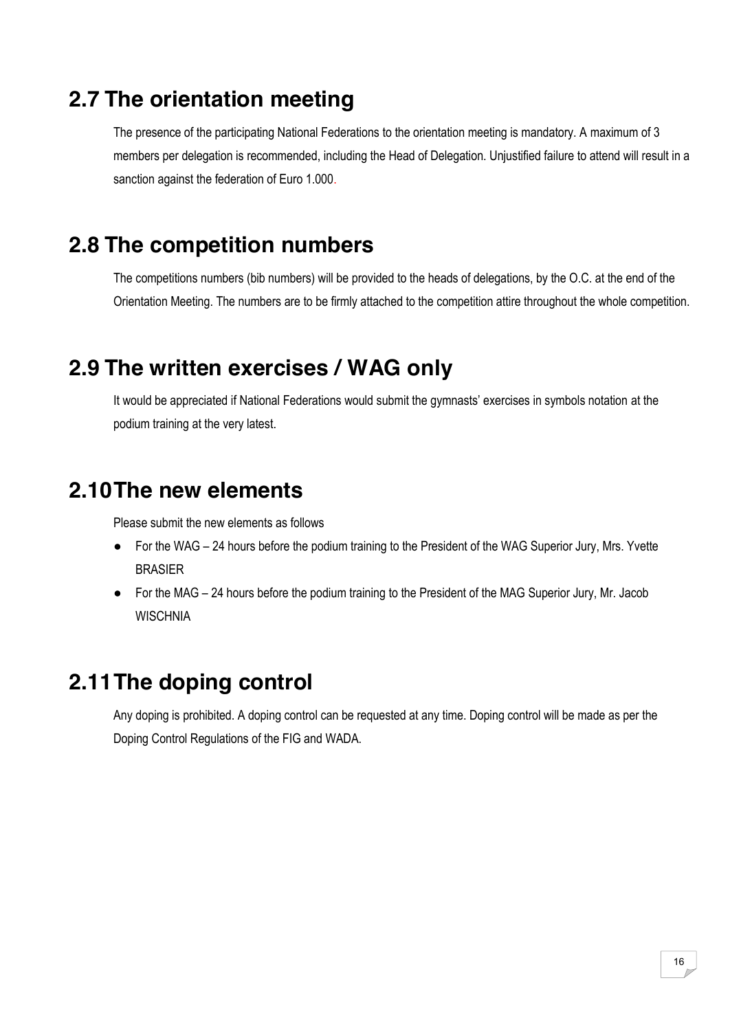## 2.7 The orientation meeting

The presence of the participating National Federations to the orientation meeting is mandatory. A maximum of 3 members per delegation is recommended, including the Head of Delegation. Unjustified failure to attend will result in a sanction against the federation of Euro 1.000.

## 2.8 The competition numbers

The competitions numbers (bib numbers) will be provided to the heads of delegations, by the O.C. at the end of the Orientation Meeting. The numbers are to be firmly attached to the competition attire throughout the whole competition.

## 2.9 The written exercises / WAG only

It would be appreciated if National Federations would submit the gymnasts' exercises in symbols notation at the podium training at the very latest.

## 2.10 The new elements

Please submit the new elements as follows

- For the WAG – 24 hours before the podium training to the President of the WAG Superior Jury, Mrs. Yvette BRASIER
- For the MAG – 24 hours before the podium training to the President of the MAG Superior Jury, Mr. Jacob WISCHNIA

## 2.11 The doping control

Any doping is prohibited. A doping control can be requested at any time. Doping control will be made as per the Doping Control Regulations of the FIG and WADA.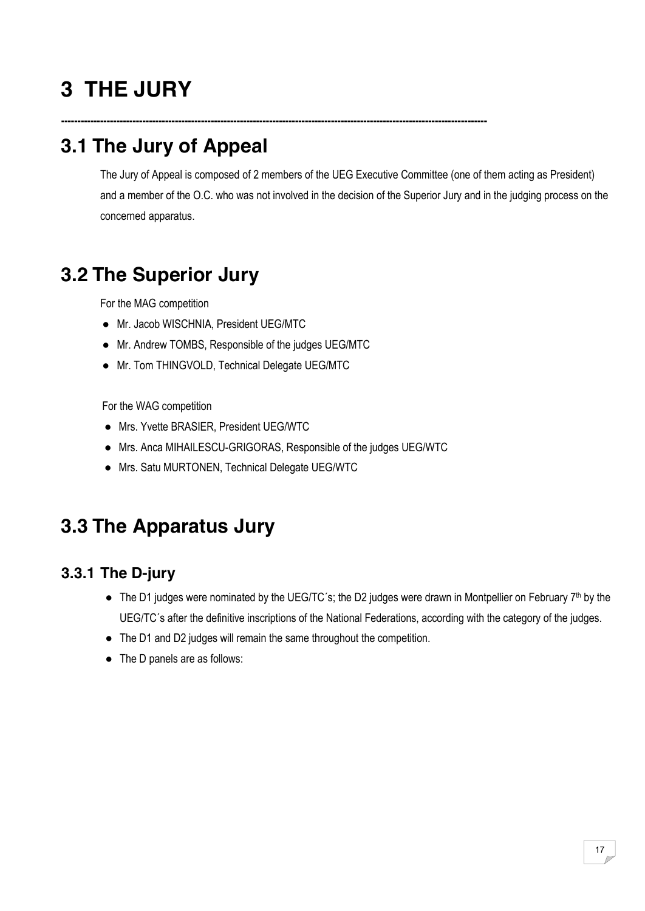# 3 THE JURY

---

## 3.1 The Jury of Appeal

The Jury of Appeal is composed of 2 members of the UEG Executive Committee (one of them acting as President) and a member of the O.C. who was not involved in the decision of the Superior Jury and in the judging process on the concerned apparatus.

## 3.2 The Superior Jury

For the MAG competition

- Mr. Jacob WISCHNIA, President UEG/MTC
- Mr. Andrew TOMBS, Responsible of the judges UEG/MTC
- Mr. Tom THINGVOLD, Technical Delegate UEG/MTC

For the WAG competition

- Mrs. Yvette BRASIER, President UEG/WTC
- Mrs. Anca MIHAILESCU-GRIGORAS, Responsible of the judges UEG/WTC
- Mrs. Satu MURTONEN, Technical Delegate UEG/WTC

## 3.3 The Apparatus Jury

### 3.3.1 The D-jury

- The D1 judges were nominated by the UEG/TC´s; the D2 judges were drawn in Montpellier on February 7th by the UEG/TC´s after the definitive inscriptions of the National Federations, according with the category of the judges.
- The D1 and D2 judges will remain the same throughout the competition.
- The D panels are as follows: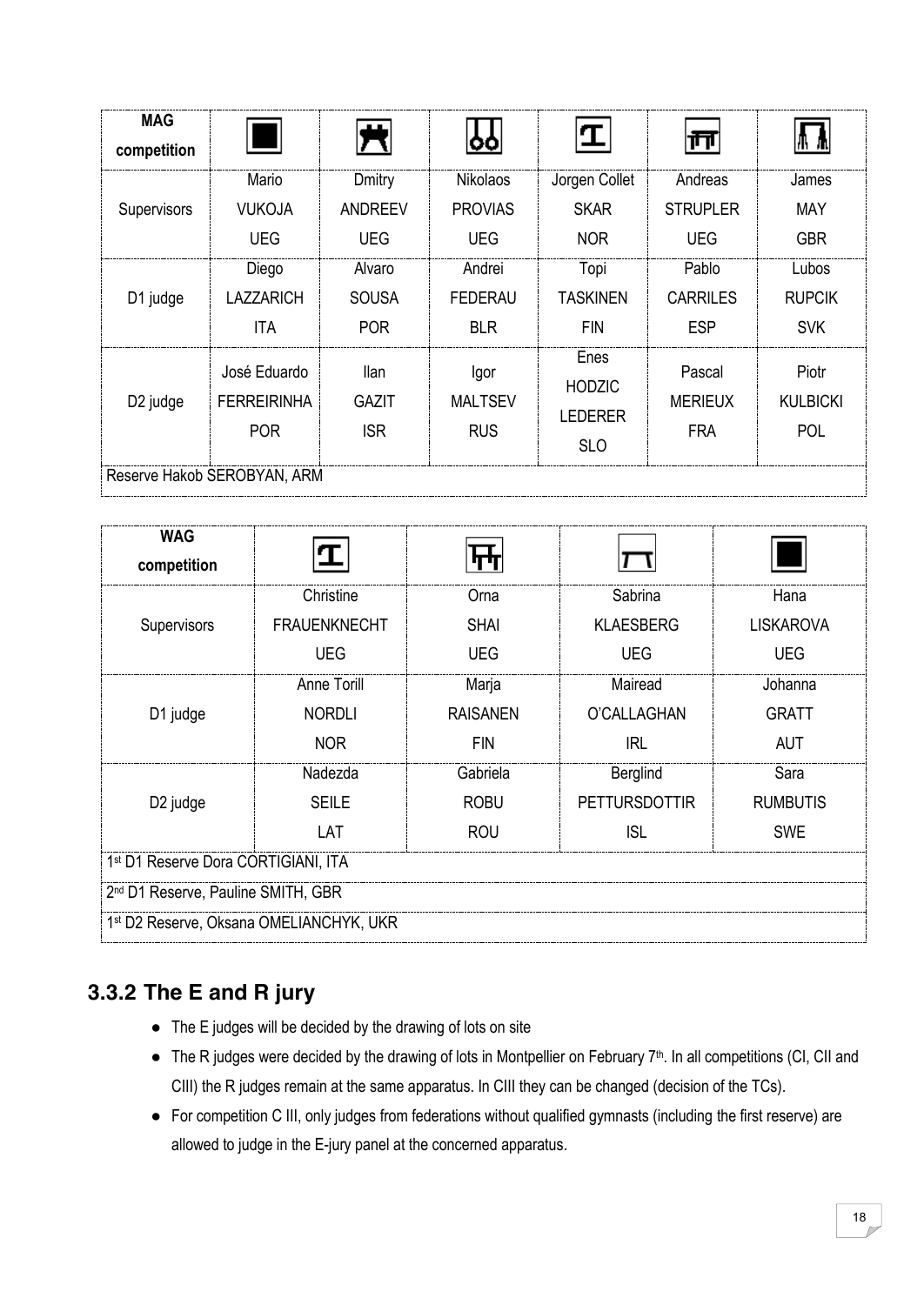| MAG competition | | | | | | |
|---|---|---|---|---|---|---|
| Supervisors | Mario VUKOJA UEG | Dmitry ANDREEV UEG | Nikolaos PROVIAS UEG | Jorgen Collet SKAR NOR | Andreas STRUPLER UEG | James MAY GBR |
| D1 judge | Diego LAZZARICH ITA | Alvaro SOUSA POR | Andrei FEDERAU BLR | Topi TASKINEN FIN | Pablo CARRILES ESP | Lubos RUPCIK SVK |
| D2 judge | José Eduardo FERREIRINHA POR | Ilan GAZIT ISR | Igor MALTSEV RUS | Enes HODZIC LEDERER SLO | Pascal MERIEUX FRA | Piotr KULBICKI POL |
| Reserve Hakob SEROBYAN, ARM | | | | | | |

| WAG competition | | | | |
|---|---|---|---|---|
| Supervisors | Christine FRAUENKNECHT UEG | Orna SHAI UEG | Sabrina KLAESBERG UEG | Hana LISKAROVA UEG |
| D1 judge | Anne Torill NORDLI NOR | Marja RAISANEN FIN | Mairead O'CALLAGHAN IRL | Johanna GRATT AUT |
| D2 judge | Nadezda SEILE LAT | Gabriela ROBU ROU | Berglind PETTURSDOTTIR ISL | Sara RUMBUTIS SWE |
| 1st D1 Reserve Dora CORTIGIANI, ITA | | | | |
| 2nd D1 Reserve, Pauline SMITH, GBR | | | | |
| 1st D2 Reserve, Oksana OMELIANCHYK, UKR | | | | |

## 3.3.2 The E and R jury

- The E judges will be decided by the drawing of lots on site
- The R judges were decided by the drawing of lots in Montpellier on February 7th. In all competitions (CI, CII and CIII) the R judges remain at the same apparatus. In CIII they can be changed (decision of the TCs).
- For competition C III, only judges from federations without qualified gymnasts (including the first reserve) are allowed to judge in the E-jury panel at the concerned apparatus.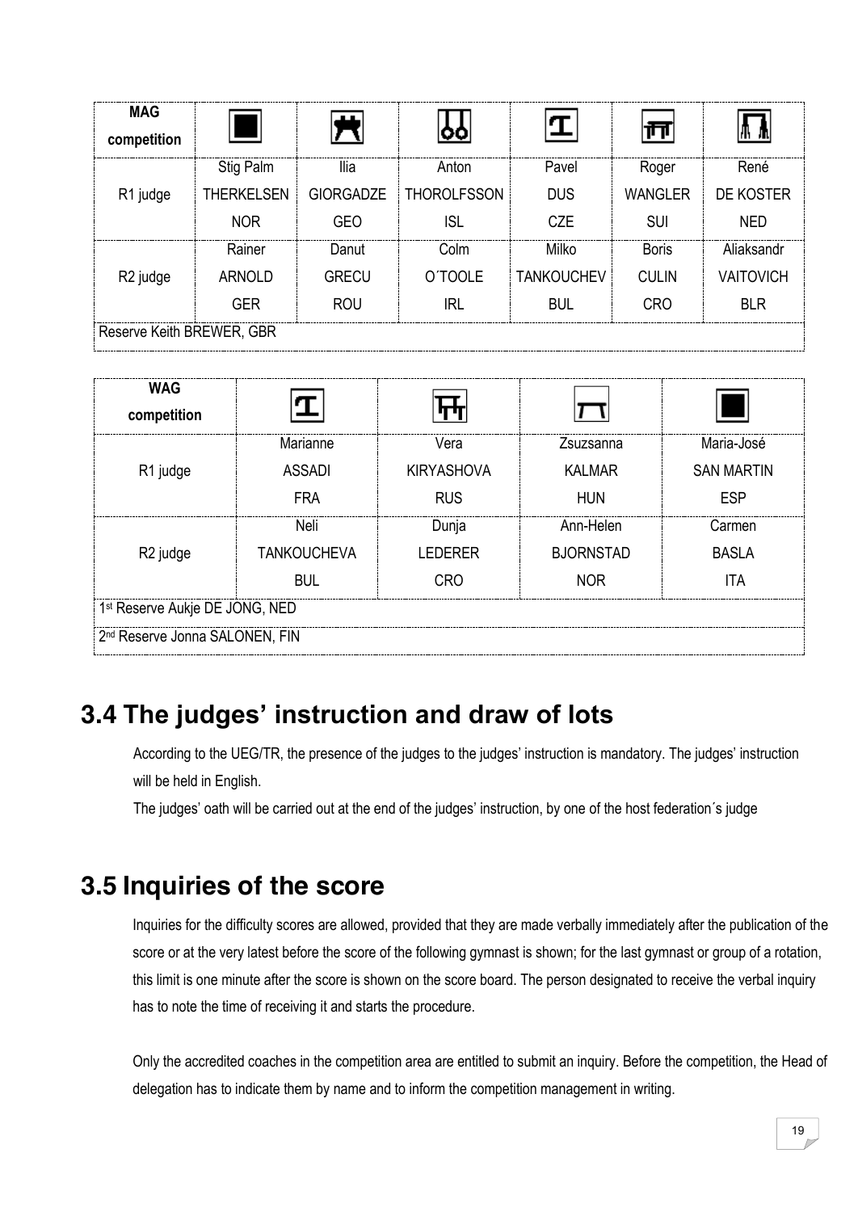| MAG competition | | | | | | |
|---|---|---|---|---|---|---|
| R1 judge | Stig Palm THERKELSEN NOR | Ilia GIORGADZE GEO | Anton THOROLFSSON ISL | Pavel DUS CZE | Roger WANGLER SUI | René DE KOSTER NED |
| R2 judge | Rainer ARNOLD GER | Danut GRECU ROU | Colm O´TOOLE IRL | Milko TANKOUCHEV BUL | Boris CULIN CRO | Aliaksandr VAITOVICH BLR |
| Reserve Keith BREWER, GBR | | | | | | |

| WAG competition | | | | |
|---|---|---|---|---|
| R1 judge | Marianne ASSADI FRA | Vera KIRYASHOVA RUS | Zsuzsanna KALMAR HUN | Maria-José SAN MARTIN ESP |
| R2 judge | Neli TANKOUCHEVA BUL | Dunja LEDERER CRO | Ann-Helen BJORNSTAD NOR | Carmen BASLA ITA |
| 1st Reserve Aukje DE JONG, NED | | | | |
| 2nd Reserve Jonna SALONEN, FIN | | | | |

# 3.4 The judges' instruction and draw of lots

According to the UEG/TR, the presence of the judges to the judges' instruction is mandatory. The judges' instruction will be held in English.

The judges' oath will be carried out at the end of the judges' instruction, by one of the host federation´s judge

# 3.5 Inquiries of the score

Inquiries for the difficulty scores are allowed, provided that they are made verbally immediately after the publication of the score or at the very latest before the score of the following gymnast is shown; for the last gymnast or group of a rotation, this limit is one minute after the score is shown on the score board. The person designated to receive the verbal inquiry has to note the time of receiving it and starts the procedure.

Only the accredited coaches in the competition area are entitled to submit an inquiry. Before the competition, the Head of delegation has to indicate them by name and to inform the competition management in writing.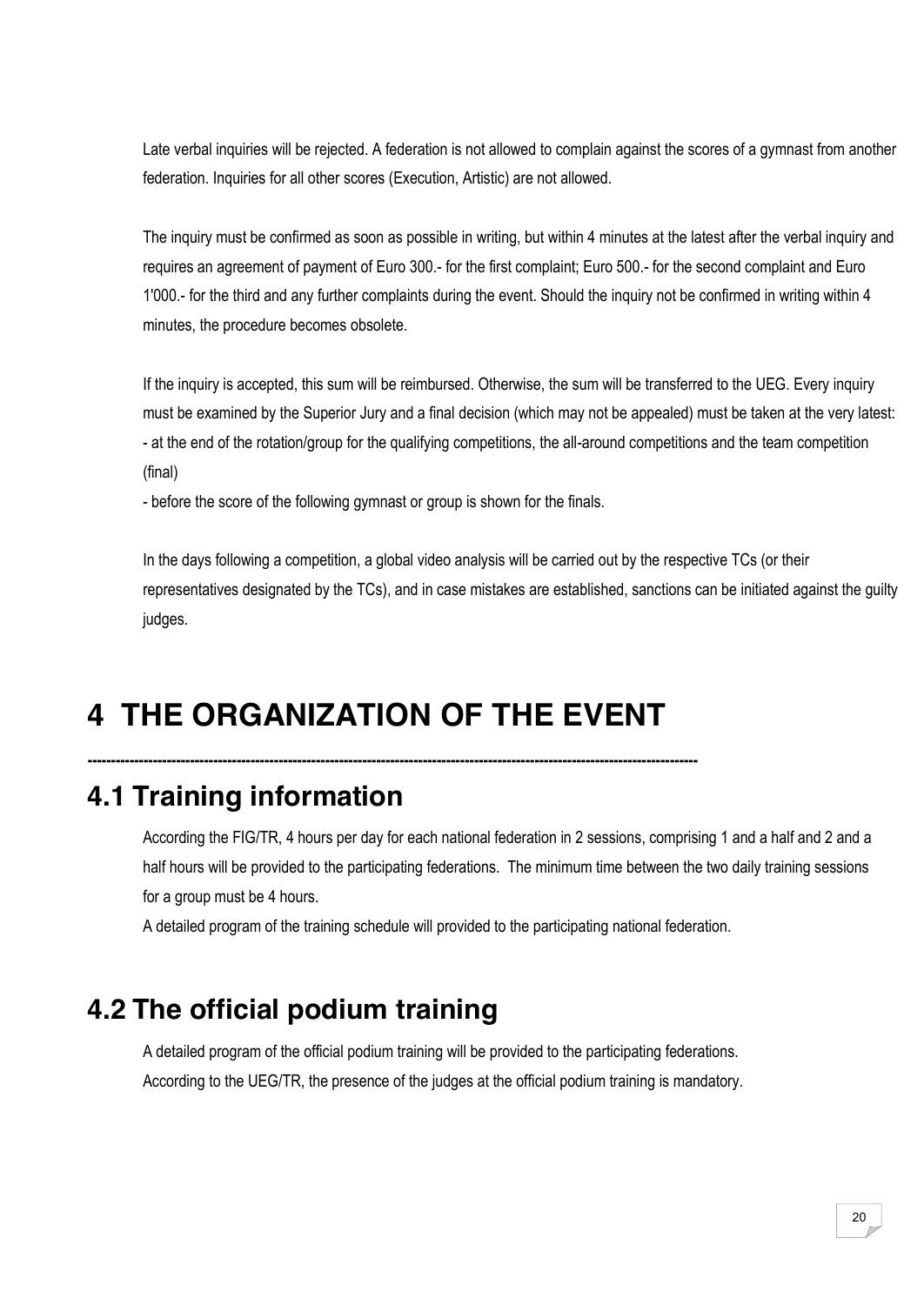Late verbal inquiries will be rejected. A federation is not allowed to complain against the scores of a gymnast from another federation. Inquiries for all other scores (Execution, Artistic) are not allowed.

The inquiry must be confirmed as soon as possible in writing, but within 4 minutes at the latest after the verbal inquiry and requires an agreement of payment of Euro 300.- for the first complaint; Euro 500.- for the second complaint and Euro 1'000.- for the third and any further complaints during the event. Should the inquiry not be confirmed in writing within 4 minutes, the procedure becomes obsolete.

If the inquiry is accepted, this sum will be reimbursed. Otherwise, the sum will be transferred to the UEG. Every inquiry must be examined by the Superior Jury and a final decision (which may not be appealed) must be taken at the very latest:
- at the end of the rotation/group for the qualifying competitions, the all-around competitions and the team competition (final)
- before the score of the following gymnast or group is shown for the finals.

In the days following a competition, a global video analysis will be carried out by the respective TCs (or their representatives designated by the TCs), and in case mistakes are established, sanctions can be initiated against the guilty judges.

# 4 THE ORGANIZATION OF THE EVENT

---

## 4.1 Training information

According the FIG/TR, 4 hours per day for each national federation in 2 sessions, comprising 1 and a half and 2 and a half hours will be provided to the participating federations. The minimum time between the two daily training sessions for a group must be 4 hours.
A detailed program of the training schedule will provided to the participating national federation.

## 4.2 The official podium training

A detailed program of the official podium training will be provided to the participating federations.
According to the UEG/TR, the presence of the judges at the official podium training is mandatory.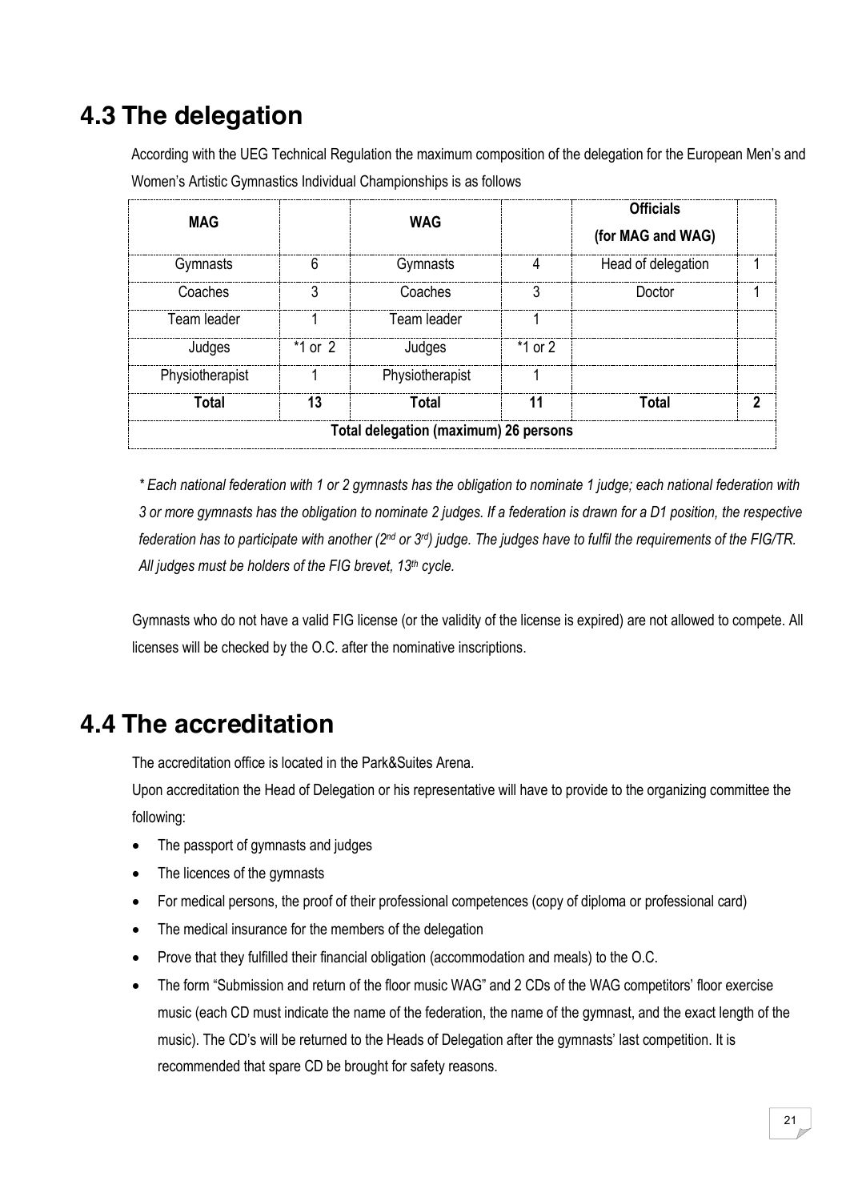## 4.3 The delegation

According with the UEG Technical Regulation the maximum composition of the delegation for the European Men's and Women's Artistic Gymnastics Individual Championships is as follows

| MAG | | WAG | | Officials (for MAG and WAG) | |
|---|---|---|---|---|---|
| Gymnasts | 6 | Gymnasts | 4 | Head of delegation | 1 |
| Coaches | 3 | Coaches | 3 | Doctor | 1 |
| Team leader | 1 | Team leader | 1 | | |
| Judges | *1 or 2 | Judges | *1 or 2 | | |
| Physiotherapist | 1 | Physiotherapist | 1 | | |
| **Total** | **13** | **Total** | **11** | **Total** | **2** |
| **Total delegation (maximum) 26 persons** | | | | | |

*\* Each national federation with 1 or 2 gymnasts has the obligation to nominate 1 judge; each national federation with 3 or more gymnasts has the obligation to nominate 2 judges. If a federation is drawn for a D1 position, the respective federation has to participate with another (2nd or 3rd) judge. The judges have to fulfil the requirements of the FIG/TR. All judges must be holders of the FIG brevet, 13th cycle.*

Gymnasts who do not have a valid FIG license (or the validity of the license is expired) are not allowed to compete. All licenses will be checked by the O.C. after the nominative inscriptions.

## 4.4 The accreditation

The accreditation office is located in the Park&Suites Arena.

Upon accreditation the Head of Delegation or his representative will have to provide to the organizing committee the following:

- The passport of gymnasts and judges
- The licences of the gymnasts
- For medical persons, the proof of their professional competences (copy of diploma or professional card)
- The medical insurance for the members of the delegation
- Prove that they fulfilled their financial obligation (accommodation and meals) to the O.C.
- The form "Submission and return of the floor music WAG" and 2 CDs of the WAG competitors' floor exercise music (each CD must indicate the name of the federation, the name of the gymnast, and the exact length of the music). The CD's will be returned to the Heads of Delegation after the gymnasts' last competition. It is recommended that spare CD be brought for safety reasons.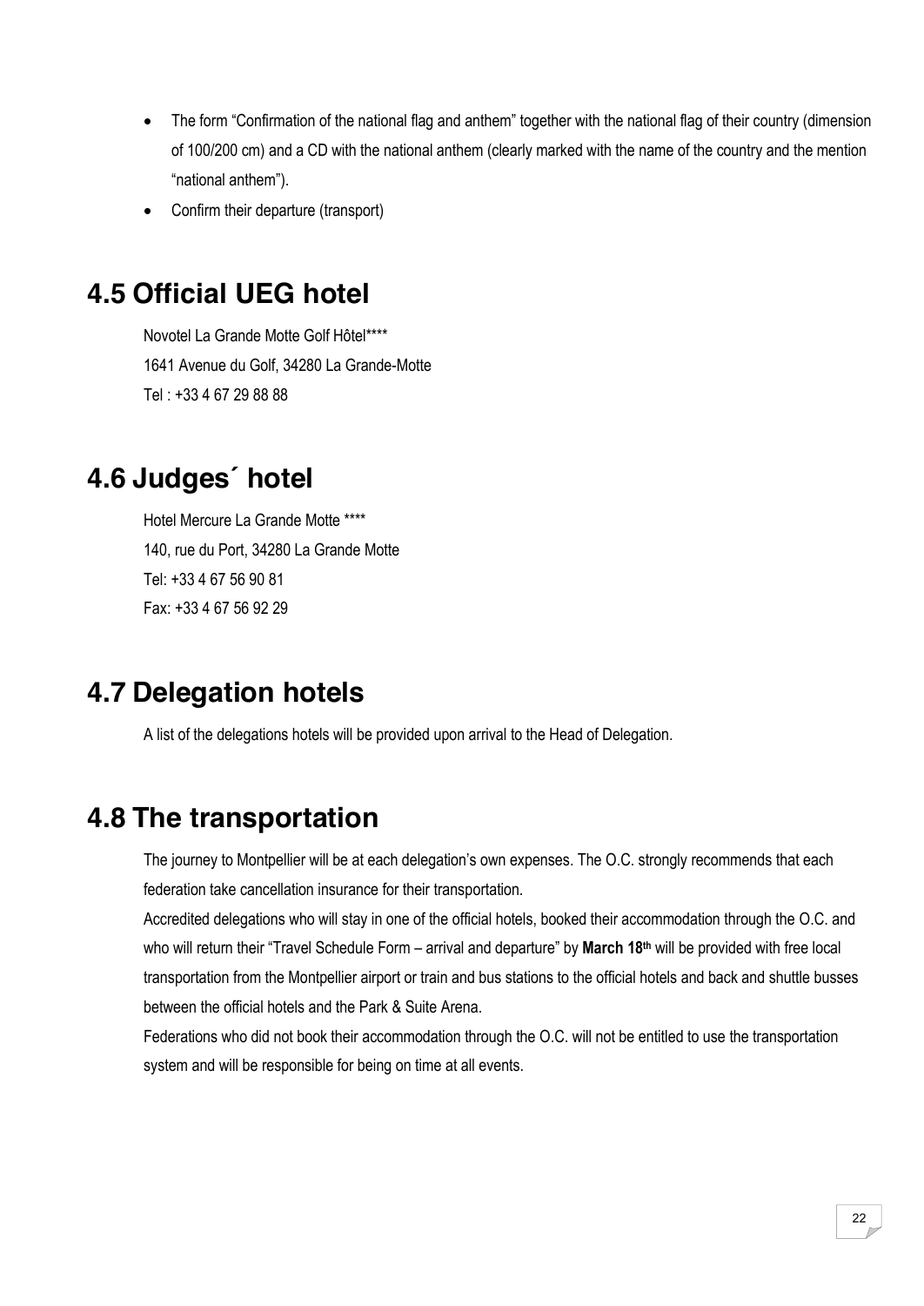- The form "Confirmation of the national flag and anthem" together with the national flag of their country (dimension of 100/200 cm) and a CD with the national anthem (clearly marked with the name of the country and the mention "national anthem").
- Confirm their departure (transport)

## 4.5 Official UEG hotel

Novotel La Grande Motte Golf Hôtel****
1641 Avenue du Golf, 34280 La Grande-Motte
Tel : +33 4 67 29 88 88

## 4.6 Judges´ hotel

Hotel Mercure La Grande Motte ****
140, rue du Port, 34280 La Grande Motte
Tel: +33 4 67 56 90 81
Fax: +33 4 67 56 92 29

## 4.7 Delegation hotels

A list of the delegations hotels will be provided upon arrival to the Head of Delegation.

## 4.8 The transportation

The journey to Montpellier will be at each delegation's own expenses. The O.C. strongly recommends that each federation take cancellation insurance for their transportation.

Accredited delegations who will stay in one of the official hotels, booked their accommodation through the O.C. and who will return their "Travel Schedule Form – arrival and departure" by **March 18th** will be provided with free local transportation from the Montpellier airport or train and bus stations to the official hotels and back and shuttle busses between the official hotels and the Park & Suite Arena.

Federations who did not book their accommodation through the O.C. will not be entitled to use the transportation system and will be responsible for being on time at all events.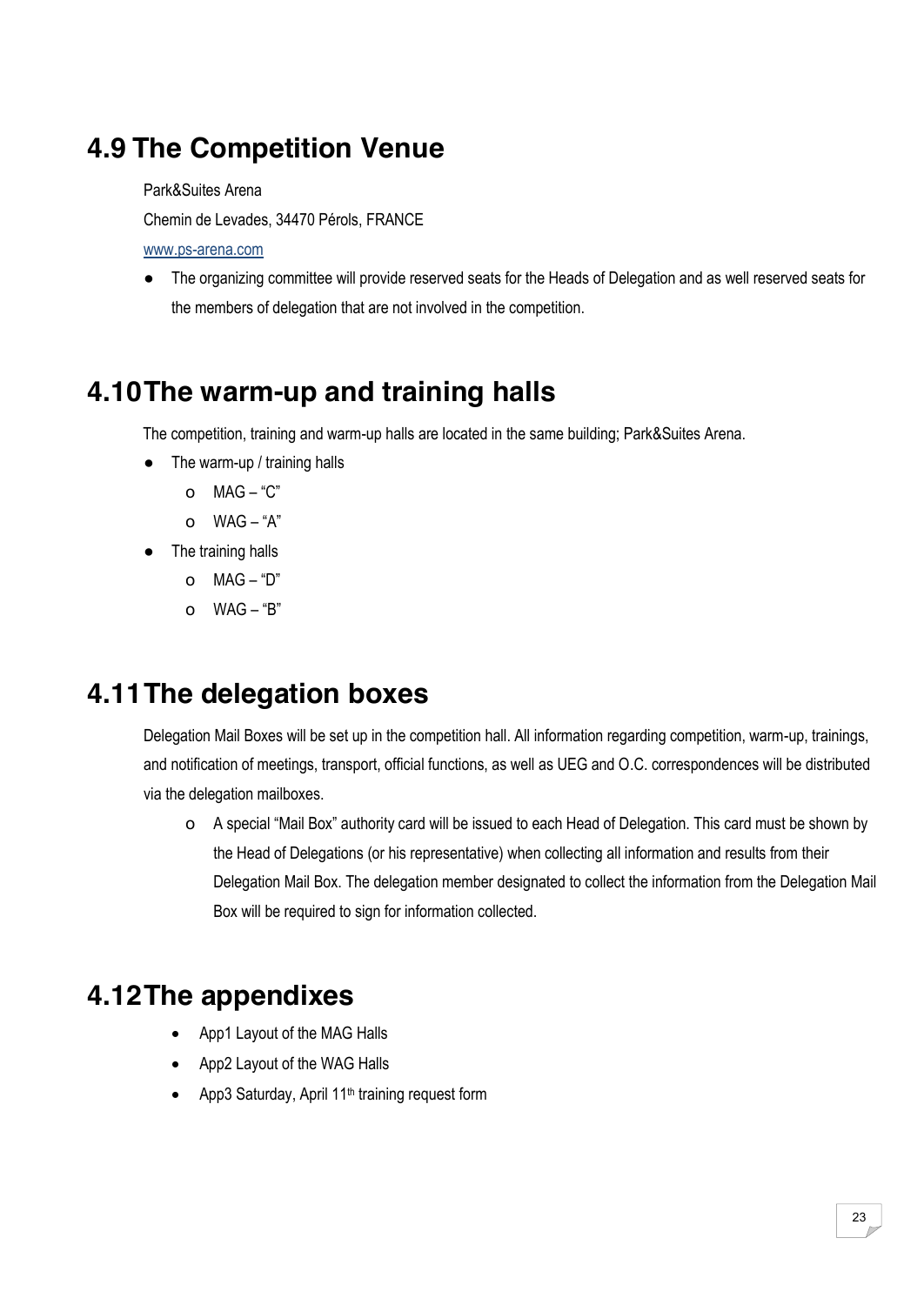## 4.9 The Competition Venue

Park&Suites Arena

Chemin de Levades, 34470 Pérols, FRANCE

www.ps-arena.com

- The organizing committee will provide reserved seats for the Heads of Delegation and as well reserved seats for the members of delegation that are not involved in the competition.

## 4.10 The warm-up and training halls

The competition, training and warm-up halls are located in the same building; Park&Suites Arena.

- The warm-up / training halls
  - MAG – "C"
  - WAG – "A"
- The training halls
  - MAG – "D"
  - WAG – "B"

## 4.11 The delegation boxes

Delegation Mail Boxes will be set up in the competition hall. All information regarding competition, warm-up, trainings, and notification of meetings, transport, official functions, as well as UEG and O.C. correspondences will be distributed via the delegation mailboxes.

  - A special "Mail Box" authority card will be issued to each Head of Delegation. This card must be shown by the Head of Delegations (or his representative) when collecting all information and results from their Delegation Mail Box. The delegation member designated to collect the information from the Delegation Mail Box will be required to sign for information collected.

## 4.12 The appendixes

- App1 Layout of the MAG Halls
- App2 Layout of the WAG Halls
- App3 Saturday, April 11th training request form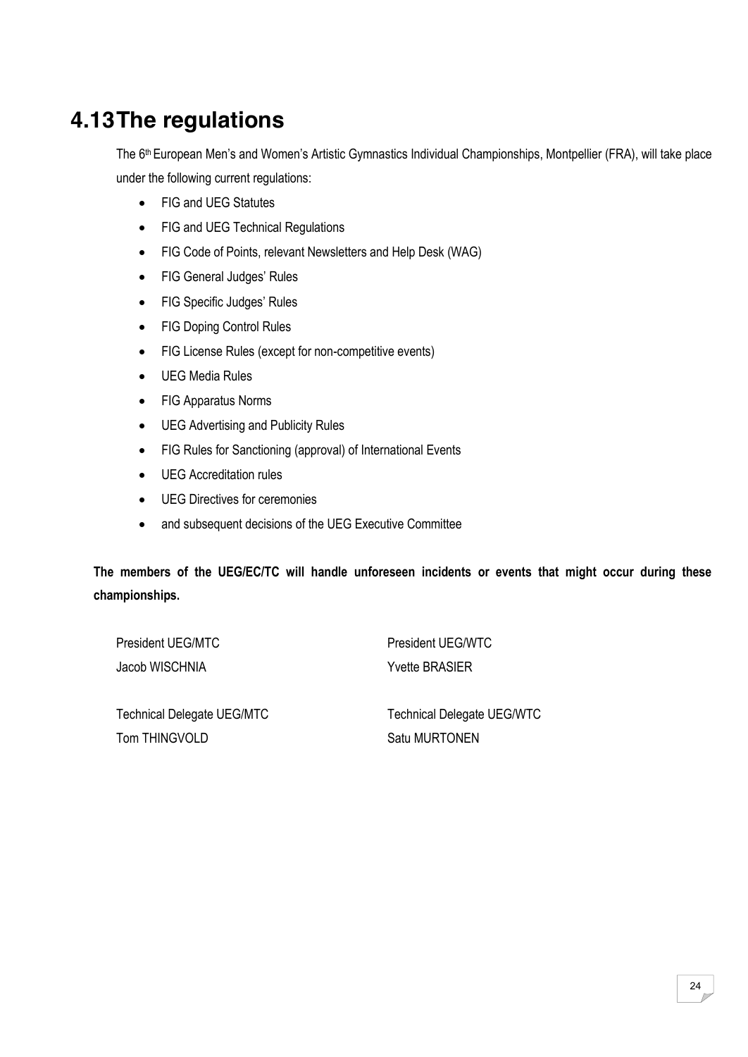## 4.13 The regulations

The 6th European Men's and Women's Artistic Gymnastics Individual Championships, Montpellier (FRA), will take place under the following current regulations:

- FIG and UEG Statutes
- FIG and UEG Technical Regulations
- FIG Code of Points, relevant Newsletters and Help Desk (WAG)
- FIG General Judges' Rules
- FIG Specific Judges' Rules
- FIG Doping Control Rules
- FIG License Rules (except for non-competitive events)
- UEG Media Rules
- FIG Apparatus Norms
- UEG Advertising and Publicity Rules
- FIG Rules for Sanctioning (approval) of International Events
- UEG Accreditation rules
- UEG Directives for ceremonies
- and subsequent decisions of the UEG Executive Committee

**The members of the UEG/EC/TC will handle unforeseen incidents or events that might occur during these championships.**

President UEG/MTC
Jacob WISCHNIA

President UEG/WTC
Yvette BRASIER

Technical Delegate UEG/MTC
Tom THINGVOLD

Technical Delegate UEG/WTC
Satu MURTONEN